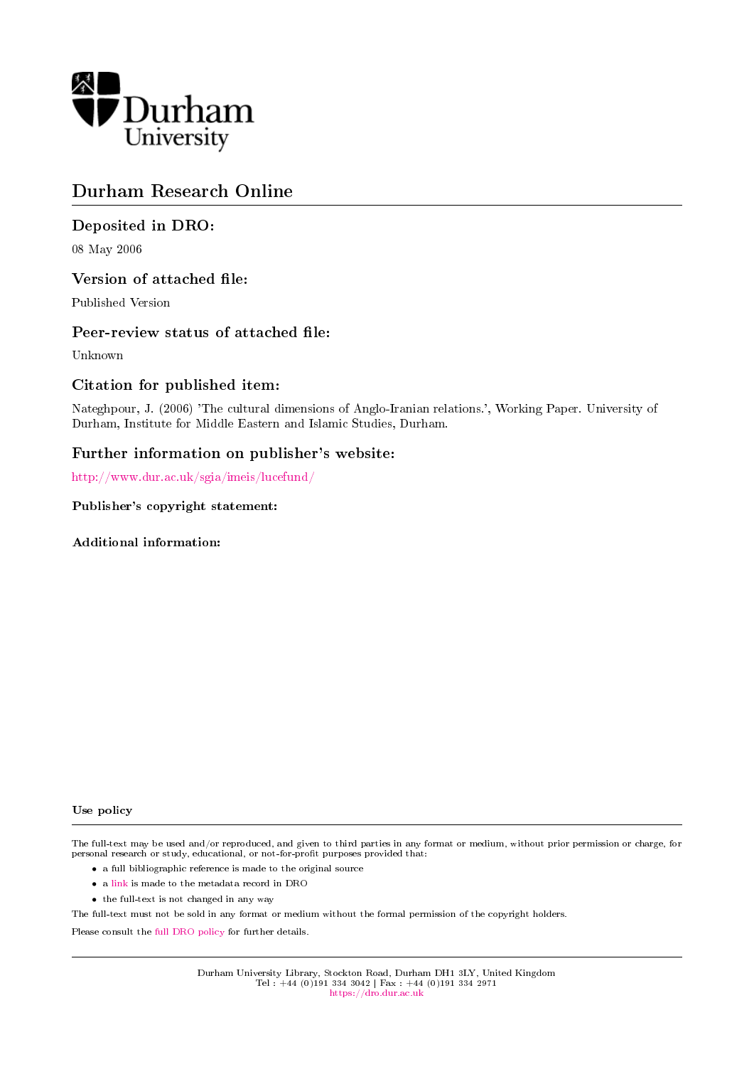Durham University

# Durham Research Online

## Deposited in DRO:

08 May 2006

## Version of attached file:

Published Version

## Peer-review status of attached file:

Unknown

## Citation for published item:

Nateghpour, J. (2006) 'The cultural dimensions of Anglo-Iranian relations.', Working Paper. University of Durham, Institute for Middle Eastern and Islamic Studies, Durham.

## Further information on publisher's website:

http://www.dur.ac.uk/sgia/imeis/lucefund/

### Publisher's copyright statement:

### Additional information:

#### Use policy

The full-text may be used and/or reproduced, and given to third parties in any format or medium, without prior permission or charge, for personal research or study, educational, or not-for-profit purposes provided that:

- a full bibliographic reference is made to the original source
- a link is made to the metadata record in DRO
- the full-text is not changed in any way

The full-text must not be sold in any format or medium without the formal permission of the copyright holders.

Please consult the full DRO policy for further details.

Durham University Library, Stockton Road, Durham DH1 3LY, United Kingdom
Tel : +44 (0)191 334 3042 | Fax : +44 (0)191 334 2971
https://dro.dur.ac.uk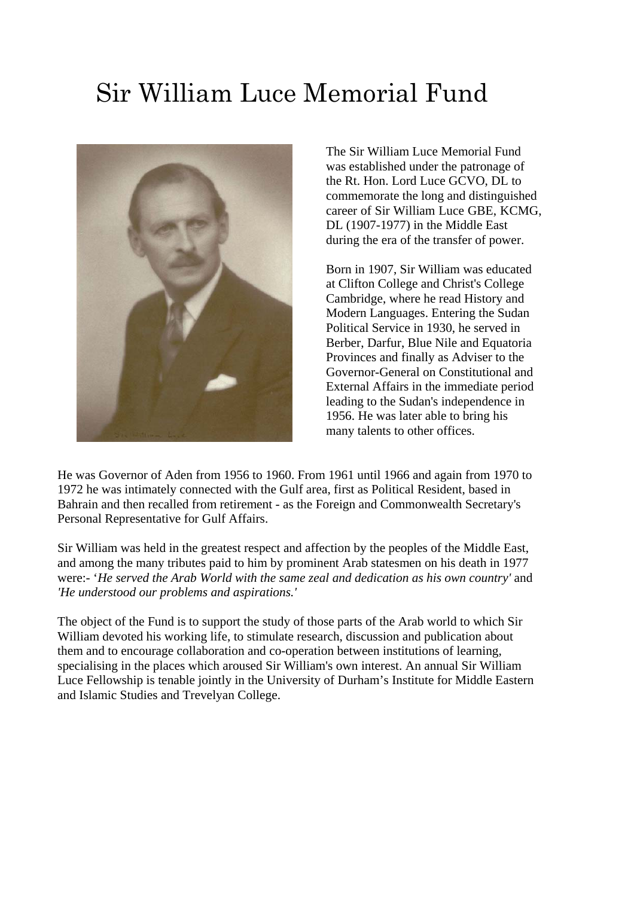# Sir William Luce Memorial Fund

The Sir William Luce Memorial Fund was established under the patronage of the Rt. Hon. Lord Luce GCVO, DL to commemorate the long and distinguished career of Sir William Luce GBE, KCMG, DL (1907-1977) in the Middle East during the era of the transfer of power.

Born in 1907, Sir William was educated at Clifton College and Christ's College Cambridge, where he read History and Modern Languages. Entering the Sudan Political Service in 1930, he served in Berber, Darfur, Blue Nile and Equatoria Provinces and finally as Adviser to the Governor-General on Constitutional and External Affairs in the immediate period leading to the Sudan's independence in 1956. He was later able to bring his many talents to other offices.

He was Governor of Aden from 1956 to 1960. From 1961 until 1966 and again from 1970 to 1972 he was intimately connected with the Gulf area, first as Political Resident, based in Bahrain and then recalled from retirement - as the Foreign and Commonwealth Secretary's Personal Representative for Gulf Affairs.

Sir William was held in the greatest respect and affection by the peoples of the Middle East, and among the many tributes paid to him by prominent Arab statesmen on his death in 1977 were:- '*He served the Arab World with the same zeal and dedication as his own country'* and *'He understood our problems and aspirations.'*

The object of the Fund is to support the study of those parts of the Arab world to which Sir William devoted his working life, to stimulate research, discussion and publication about them and to encourage collaboration and co-operation between institutions of learning, specialising in the places which aroused Sir William's own interest. An annual Sir William Luce Fellowship is tenable jointly in the University of Durham's Institute for Middle Eastern and Islamic Studies and Trevelyan College.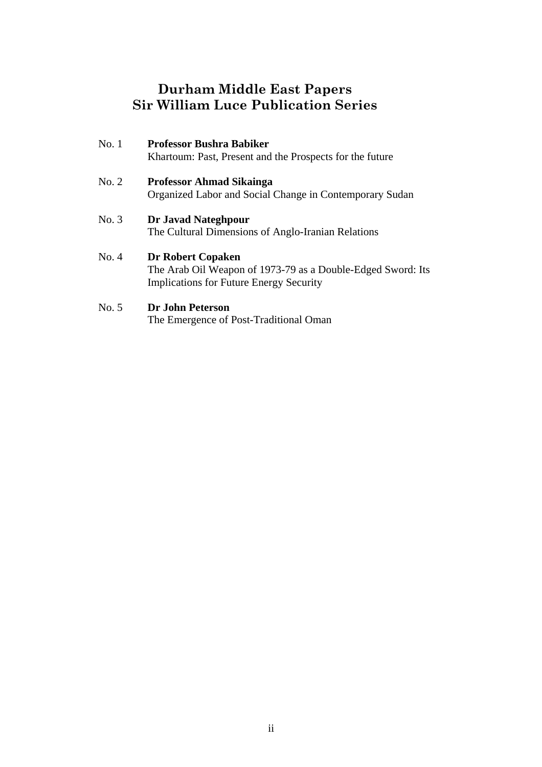# Durham Middle East Papers
# Sir William Luce Publication Series

No. 1 **Professor Bushra Babiker**
Khartoum: Past, Present and the Prospects for the future

No. 2 **Professor Ahmad Sikainga**
Organized Labor and Social Change in Contemporary Sudan

No. 3 **Dr Javad Nateghpour**
The Cultural Dimensions of Anglo-Iranian Relations

No. 4 **Dr Robert Copaken**
The Arab Oil Weapon of 1973-79 as a Double-Edged Sword: Its Implications for Future Energy Security

No. 5 **Dr John Peterson**
The Emergence of Post-Traditional Oman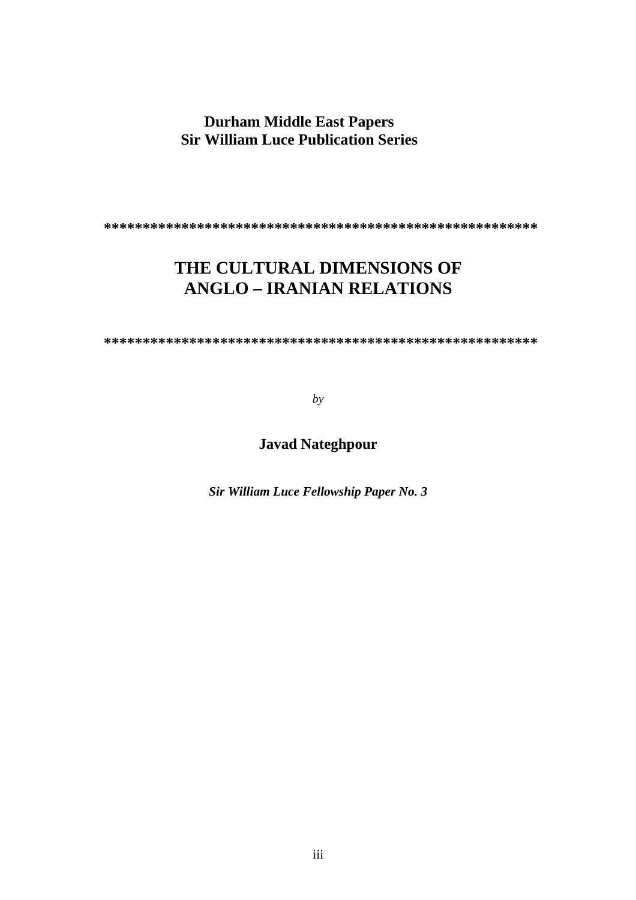**Durham Middle East Papers**
**Sir William Luce Publication Series**

*******************************************************

# THE CULTURAL DIMENSIONS OF ANGLO – IRANIAN RELATIONS

*******************************************************

*by*

**Javad Nateghpour**

***Sir William Luce Fellowship Paper No. 3***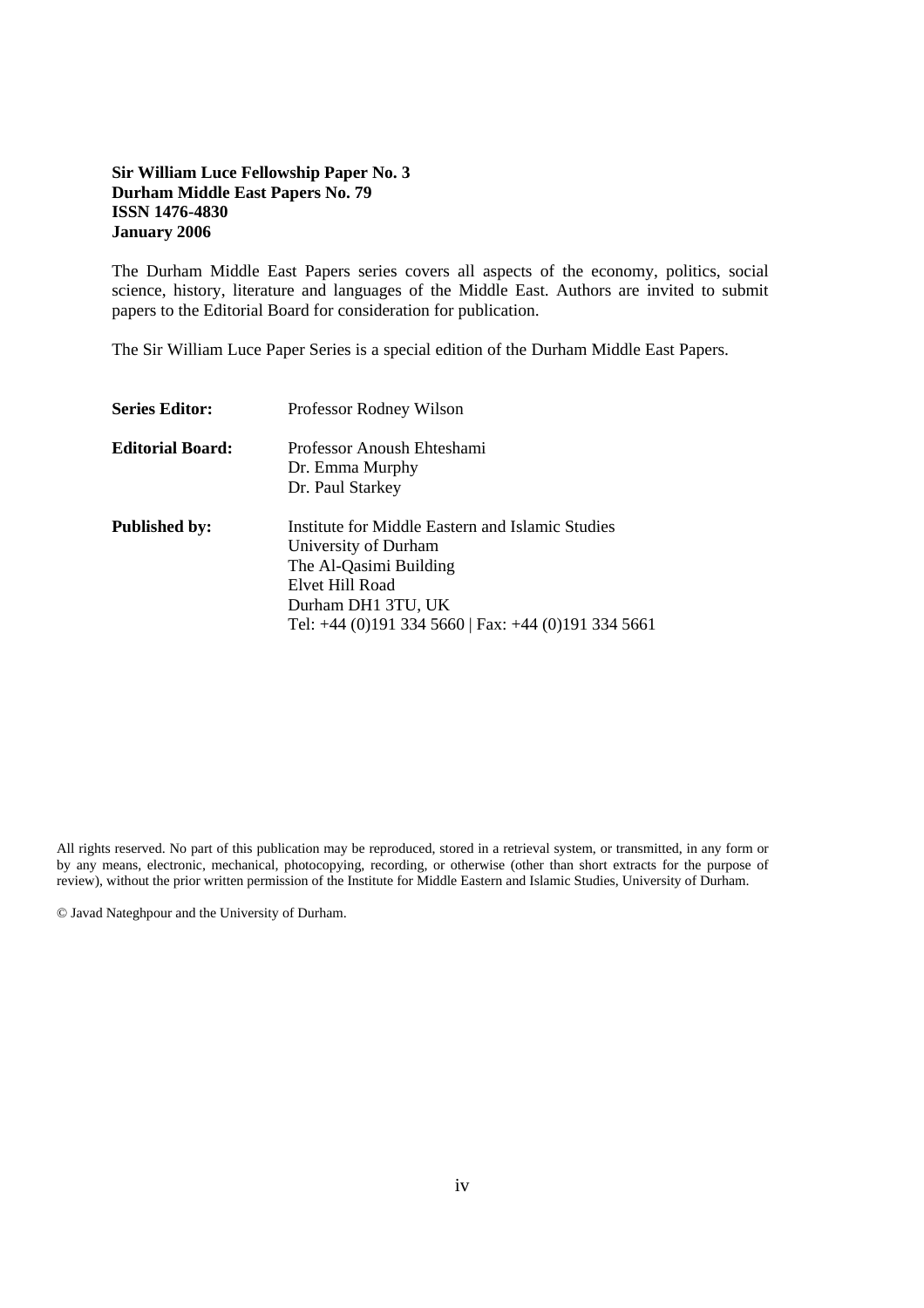**Sir William Luce Fellowship Paper No. 3**
**Durham Middle East Papers No. 79**
**ISSN 1476-4830**
**January 2006**

The Durham Middle East Papers series covers all aspects of the economy, politics, social science, history, literature and languages of the Middle East. Authors are invited to submit papers to the Editorial Board for consideration for publication.

The Sir William Luce Paper Series is a special edition of the Durham Middle East Papers.

| | |
|---|---|
| **Series Editor:** | Professor Rodney Wilson |
| **Editorial Board:** | Professor Anoush Ehteshami<br>Dr. Emma Murphy<br>Dr. Paul Starkey |
| **Published by:** | Institute for Middle Eastern and Islamic Studies<br>University of Durham<br>The Al-Qasimi Building<br>Elvet Hill Road<br>Durham DH1 3TU, UK<br>Tel: +44 (0)191 334 5660 \| Fax: +44 (0)191 334 5661 |

All rights reserved. No part of this publication may be reproduced, stored in a retrieval system, or transmitted, in any form or by any means, electronic, mechanical, photocopying, recording, or otherwise (other than short extracts for the purpose of review), without the prior written permission of the Institute for Middle Eastern and Islamic Studies, University of Durham.

© Javad Nateghpour and the University of Durham.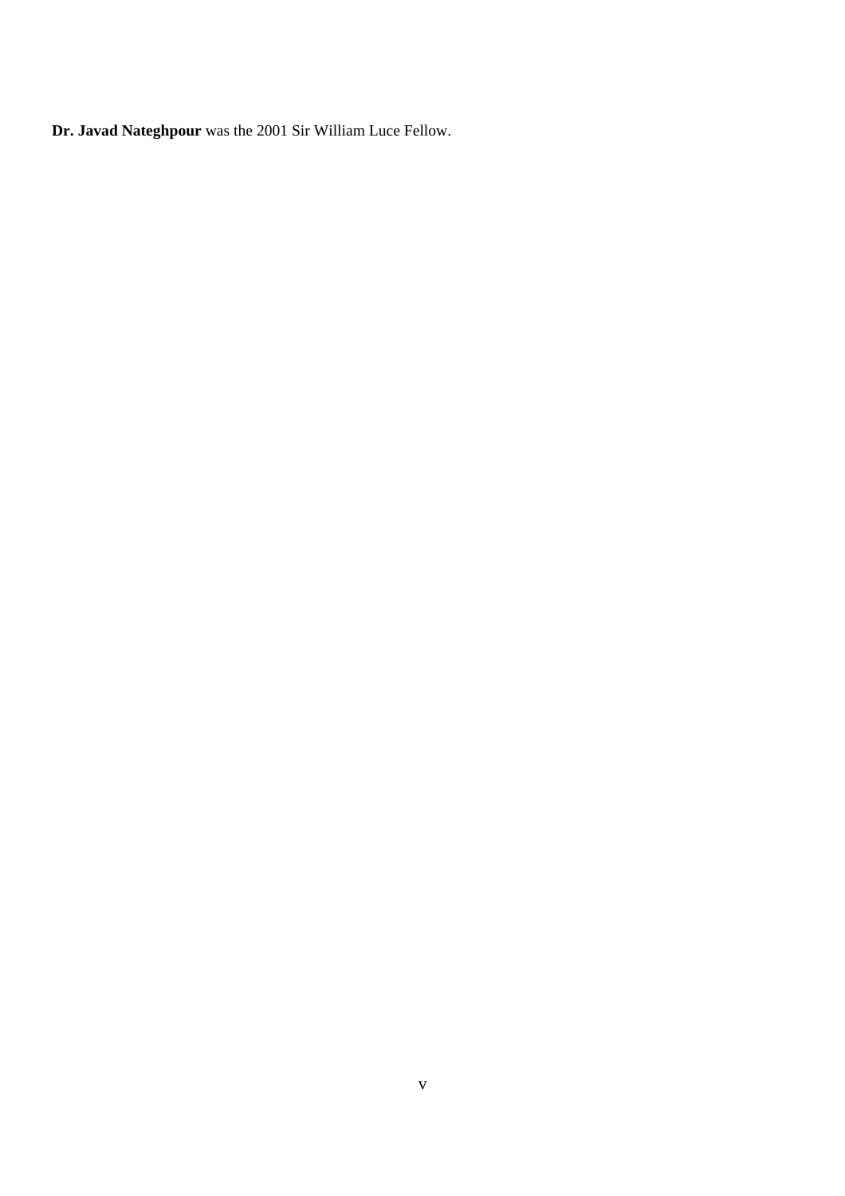**Dr. Javad Nateghpour** was the 2001 Sir William Luce Fellow.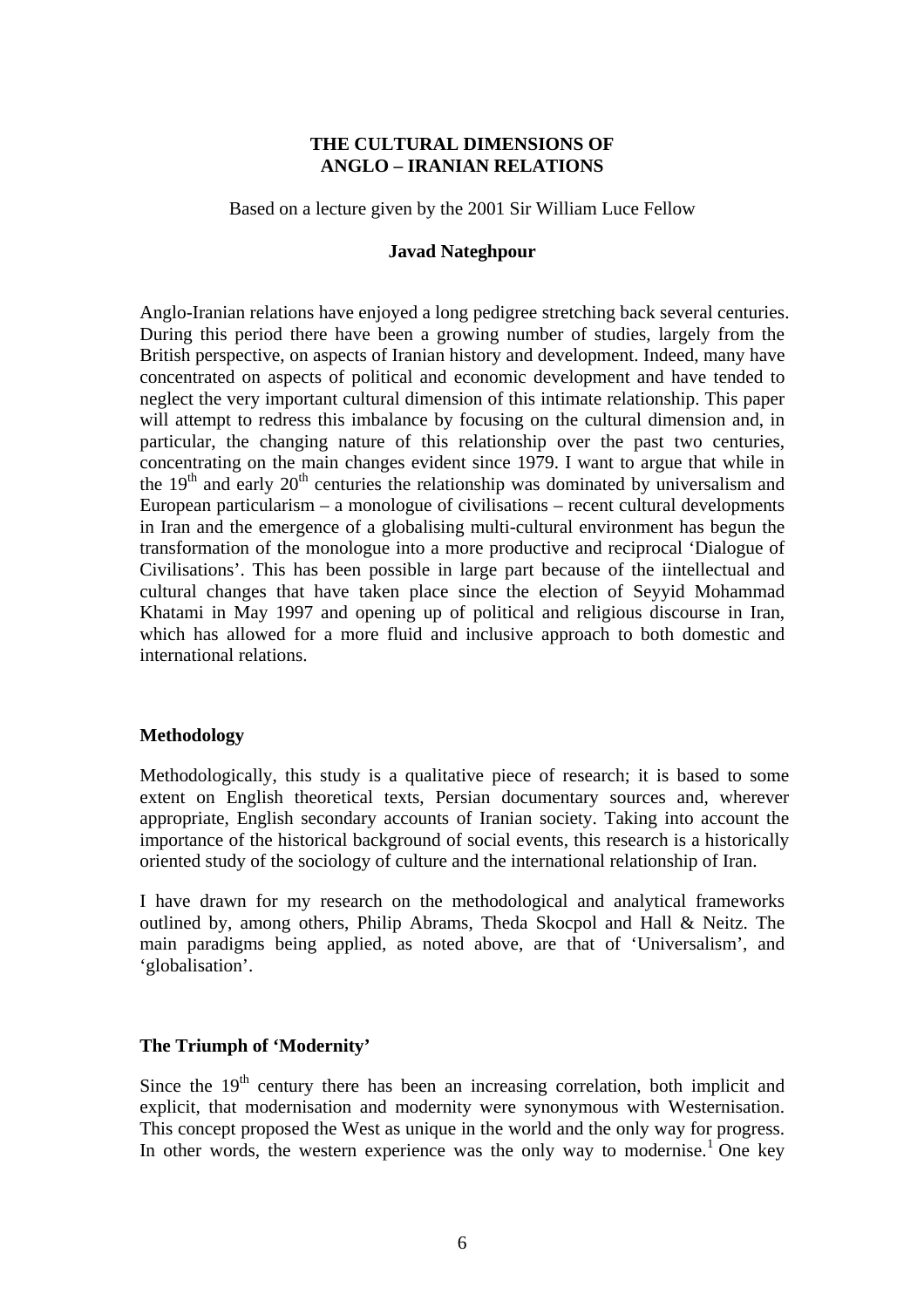**THE CULTURAL DIMENSIONS OF ANGLO – IRANIAN RELATIONS**

Based on a lecture given by the 2001 Sir William Luce Fellow

**Javad Nateghpour**

Anglo-Iranian relations have enjoyed a long pedigree stretching back several centuries. During this period there have been a growing number of studies, largely from the British perspective, on aspects of Iranian history and development. Indeed, many have concentrated on aspects of political and economic development and have tended to neglect the very important cultural dimension of this intimate relationship. This paper will attempt to redress this imbalance by focusing on the cultural dimension and, in particular, the changing nature of this relationship over the past two centuries, concentrating on the main changes evident since 1979. I want to argue that while in the 19th and early 20th centuries the relationship was dominated by universalism and European particularism – a monologue of civilisations – recent cultural developments in Iran and the emergence of a globalising multi-cultural environment has begun the transformation of the monologue into a more productive and reciprocal 'Dialogue of Civilisations'. This has been possible in large part because of the iintellectual and cultural changes that have taken place since the election of Seyyid Mohammad Khatami in May 1997 and opening up of political and religious discourse in Iran, which has allowed for a more fluid and inclusive approach to both domestic and international relations.

## Methodology

Methodologically, this study is a qualitative piece of research; it is based to some extent on English theoretical texts, Persian documentary sources and, wherever appropriate, English secondary accounts of Iranian society. Taking into account the importance of the historical background of social events, this research is a historically oriented study of the sociology of culture and the international relationship of Iran.

I have drawn for my research on the methodological and analytical frameworks outlined by, among others, Philip Abrams, Theda Skocpol and Hall & Neitz. The main paradigms being applied, as noted above, are that of 'Universalism', and 'globalisation'.

## The Triumph of 'Modernity'

Since the 19th century there has been an increasing correlation, both implicit and explicit, that modernisation and modernity were synonymous with Westernisation. This concept proposed the West as unique in the world and the only way for progress. In other words, the western experience was the only way to modernise.[1] One key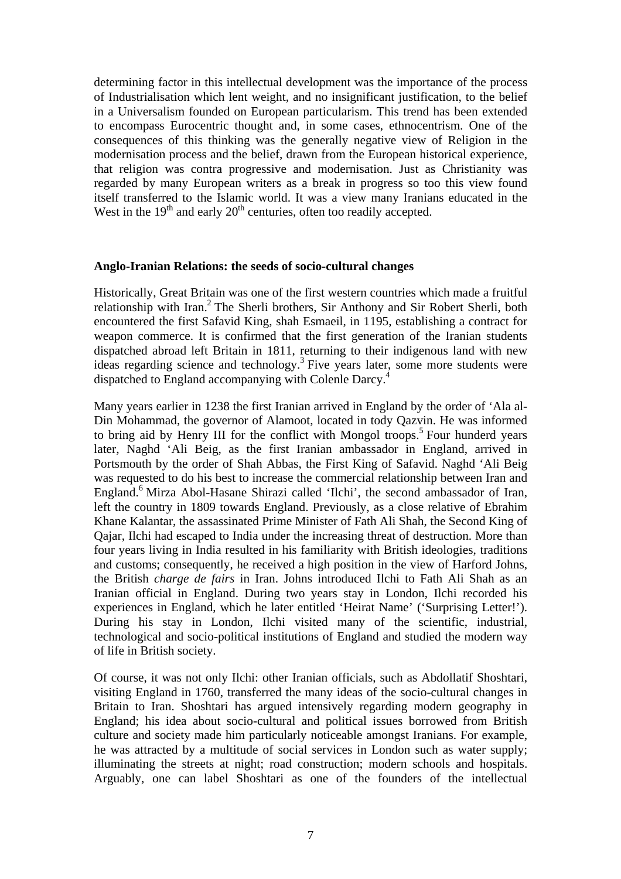determining factor in this intellectual development was the importance of the process of Industrialisation which lent weight, and no insignificant justification, to the belief in a Universalism founded on European particularism. This trend has been extended to encompass Eurocentric thought and, in some cases, ethnocentrism. One of the consequences of this thinking was the generally negative view of Religion in the modernisation process and the belief, drawn from the European historical experience, that religion was contra progressive and modernisation. Just as Christianity was regarded by many European writers as a break in progress so too this view found itself transferred to the Islamic world. It was a view many Iranians educated in the West in the 19th and early 20th centuries, often too readily accepted.

**Anglo-Iranian Relations: the seeds of socio-cultural changes**

Historically, Great Britain was one of the first western countries which made a fruitful relationship with Iran.[2] The Sherli brothers, Sir Anthony and Sir Robert Sherli, both encountered the first Safavid King, shah Esmaeil, in 1195, establishing a contract for weapon commerce. It is confirmed that the first generation of the Iranian students dispatched abroad left Britain in 1811, returning to their indigenous land with new ideas regarding science and technology.[3] Five years later, some more students were dispatched to England accompanying with Colenle Darcy.[4]

Many years earlier in 1238 the first Iranian arrived in England by the order of 'Ala al-Din Mohammad, the governor of Alamoot, located in tody Qazvin. He was informed to bring aid by Henry III for the conflict with Mongol troops.[5] Four hunderd years later, Naghd 'Ali Beig, as the first Iranian ambassador in England, arrived in Portsmouth by the order of Shah Abbas, the First King of Safavid. Naghd 'Ali Beig was requested to do his best to increase the commercial relationship between Iran and England.[6] Mirza Abol-Hasane Shirazi called 'Ilchi', the second ambassador of Iran, left the country in 1809 towards England. Previously, as a close relative of Ebrahim Khane Kalantar, the assassinated Prime Minister of Fath Ali Shah, the Second King of Qajar, Ilchi had escaped to India under the increasing threat of destruction. More than four years living in India resulted in his familiarity with British ideologies, traditions and customs; consequently, he received a high position in the view of Harford Johns, the British *charge de fairs* in Iran. Johns introduced Ilchi to Fath Ali Shah as an Iranian official in England. During two years stay in London, Ilchi recorded his experiences in England, which he later entitled 'Heirat Name' ('Surprising Letter!'). During his stay in London, Ilchi visited many of the scientific, industrial, technological and socio-political institutions of England and studied the modern way of life in British society.

Of course, it was not only Ilchi: other Iranian officials, such as Abdollatif Shoshtari, visiting England in 1760, transferred the many ideas of the socio-cultural changes in Britain to Iran. Shoshtari has argued intensively regarding modern geography in England; his idea about socio-cultural and political issues borrowed from British culture and society made him particularly noticeable amongst Iranians. For example, he was attracted by a multitude of social services in London such as water supply; illuminating the streets at night; road construction; modern schools and hospitals. Arguably, one can label Shoshtari as one of the founders of the intellectual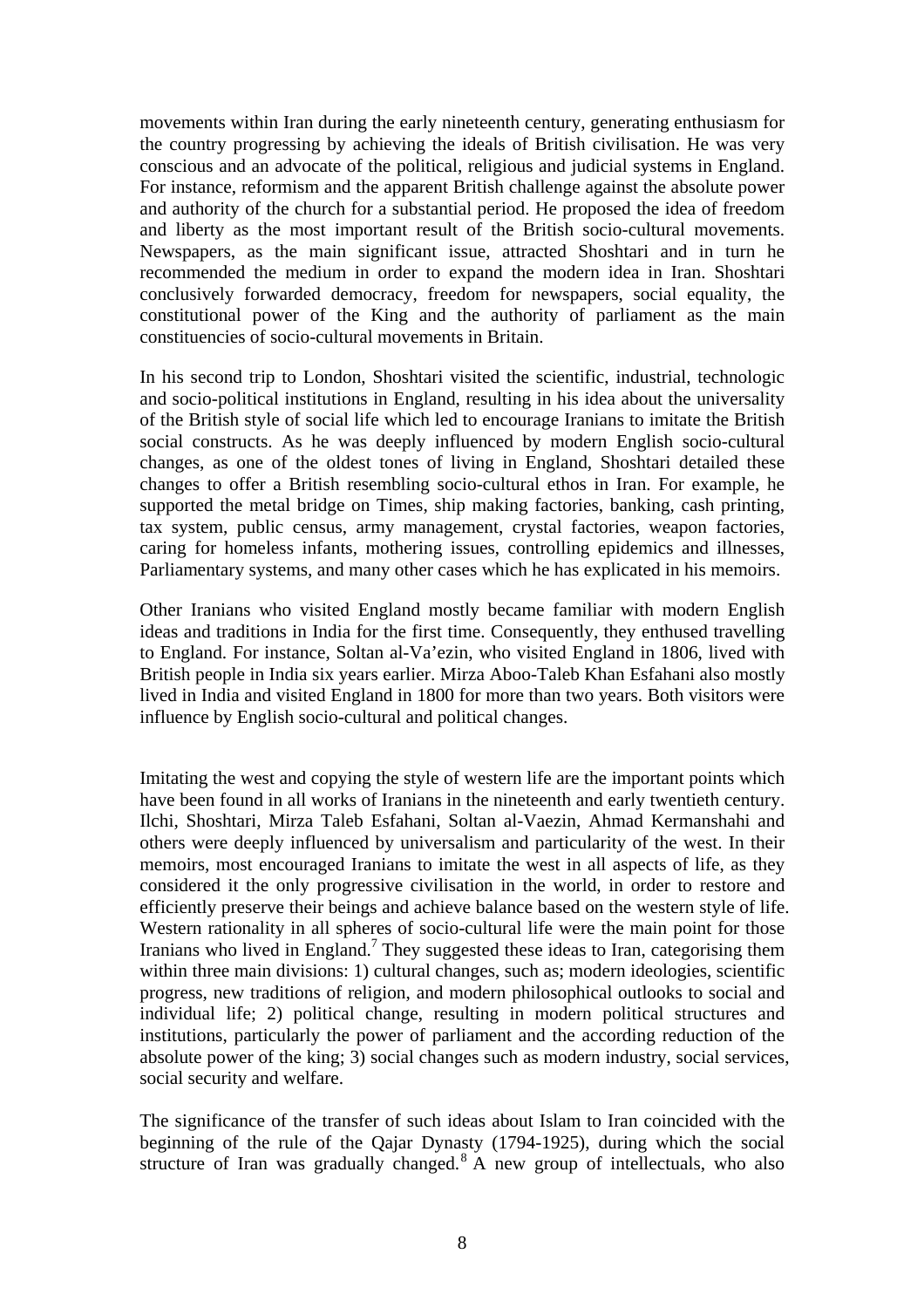movements within Iran during the early nineteenth century, generating enthusiasm for the country progressing by achieving the ideals of British civilisation. He was very conscious and an advocate of the political, religious and judicial systems in England. For instance, reformism and the apparent British challenge against the absolute power and authority of the church for a substantial period. He proposed the idea of freedom and liberty as the most important result of the British socio-cultural movements. Newspapers, as the main significant issue, attracted Shoshtari and in turn he recommended the medium in order to expand the modern idea in Iran. Shoshtari conclusively forwarded democracy, freedom for newspapers, social equality, the constitutional power of the King and the authority of parliament as the main constituencies of socio-cultural movements in Britain.

In his second trip to London, Shoshtari visited the scientific, industrial, technologic and socio-political institutions in England, resulting in his idea about the universality of the British style of social life which led to encourage Iranians to imitate the British social constructs. As he was deeply influenced by modern English socio-cultural changes, as one of the oldest tones of living in England, Shoshtari detailed these changes to offer a British resembling socio-cultural ethos in Iran. For example, he supported the metal bridge on Times, ship making factories, banking, cash printing, tax system, public census, army management, crystal factories, weapon factories, caring for homeless infants, mothering issues, controlling epidemics and illnesses, Parliamentary systems, and many other cases which he has explicated in his memoirs.

Other Iranians who visited England mostly became familiar with modern English ideas and traditions in India for the first time. Consequently, they enthused travelling to England. For instance, Soltan al-Va'ezin, who visited England in 1806, lived with British people in India six years earlier. Mirza Aboo-Taleb Khan Esfahani also mostly lived in India and visited England in 1800 for more than two years. Both visitors were influence by English socio-cultural and political changes.

Imitating the west and copying the style of western life are the important points which have been found in all works of Iranians in the nineteenth and early twentieth century. Ilchi, Shoshtari, Mirza Taleb Esfahani, Soltan al-Vaezin, Ahmad Kermanshahi and others were deeply influenced by universalism and particularity of the west. In their memoirs, most encouraged Iranians to imitate the west in all aspects of life, as they considered it the only progressive civilisation in the world, in order to restore and efficiently preserve their beings and achieve balance based on the western style of life. Western rationality in all spheres of socio-cultural life were the main point for those Iranians who lived in England.[7] They suggested these ideas to Iran, categorising them within three main divisions: 1) cultural changes, such as; modern ideologies, scientific progress, new traditions of religion, and modern philosophical outlooks to social and individual life; 2) political change, resulting in modern political structures and institutions, particularly the power of parliament and the according reduction of the absolute power of the king; 3) social changes such as modern industry, social services, social security and welfare.

The significance of the transfer of such ideas about Islam to Iran coincided with the beginning of the rule of the Qajar Dynasty (1794-1925), during which the social structure of Iran was gradually changed.[8] A new group of intellectuals, who also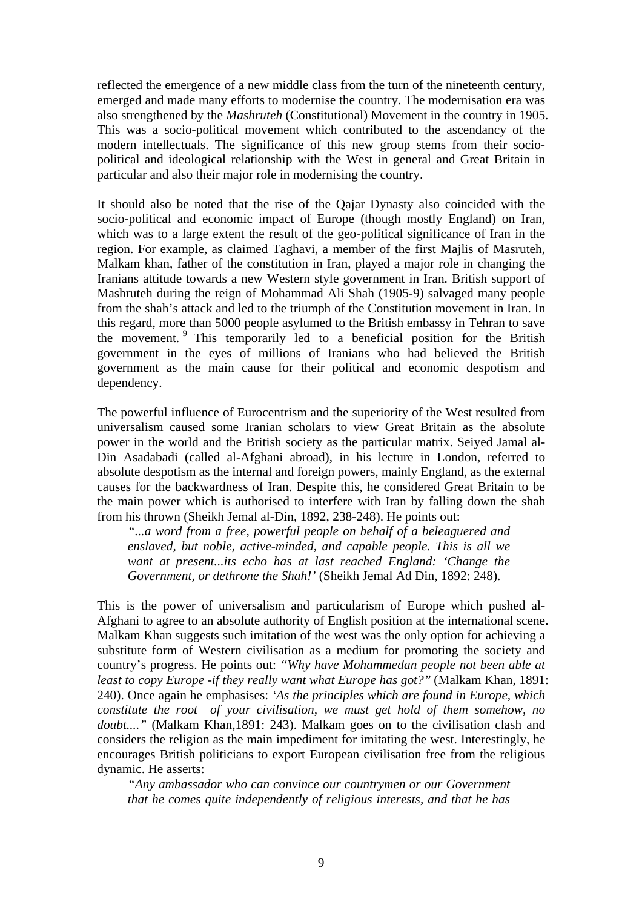reflected the emergence of a new middle class from the turn of the nineteenth century, emerged and made many efforts to modernise the country. The modernisation era was also strengthened by the *Mashruteh* (Constitutional) Movement in the country in 1905. This was a socio-political movement which contributed to the ascendancy of the modern intellectuals. The significance of this new group stems from their socio-political and ideological relationship with the West in general and Great Britain in particular and also their major role in modernising the country.

It should also be noted that the rise of the Qajar Dynasty also coincided with the socio-political and economic impact of Europe (though mostly England) on Iran, which was to a large extent the result of the geo-political significance of Iran in the region. For example, as claimed Taghavi, a member of the first Majlis of Masruteh, Malkam khan, father of the constitution in Iran, played a major role in changing the Iranians attitude towards a new Western style government in Iran. British support of Mashruteh during the reign of Mohammad Ali Shah (1905-9) salvaged many people from the shah's attack and led to the triumph of the Constitution movement in Iran. In this regard, more than 5000 people asylumed to the British embassy in Tehran to save the movement.[9] This temporarily led to a beneficial position for the British government in the eyes of millions of Iranians who had believed the British government as the main cause for their political and economic despotism and dependency.

The powerful influence of Eurocentrism and the superiority of the West resulted from universalism caused some Iranian scholars to view Great Britain as the absolute power in the world and the British society as the particular matrix. Seiyed Jamal al-Din Asadabadi (called al-Afghani abroad), in his lecture in London, referred to absolute despotism as the internal and foreign powers, mainly England, as the external causes for the backwardness of Iran. Despite this, he considered Great Britain to be the main power which is authorised to interfere with Iran by falling down the shah from his thrown (Sheikh Jemal al-Din, 1892, 238-248). He points out:

> *"...a word from a free, powerful people on behalf of a beleaguered and enslaved, but noble, active-minded, and capable people. This is all we want at present...its echo has at last reached England: 'Change the Government, or dethrone the Shah!'* (Sheikh Jemal Ad Din, 1892: 248).

This is the power of universalism and particularism of Europe which pushed al-Afghani to agree to an absolute authority of English position at the international scene. Malkam Khan suggests such imitation of the west was the only option for achieving a substitute form of Western civilisation as a medium for promoting the society and country's progress. He points out: *"Why have Mohammedan people not been able at least to copy Europe -if they really want what Europe has got?"* (Malkam Khan, 1891: 240). Once again he emphasises: *'As the principles which are found in Europe, which constitute the root of your civilisation, we must get hold of them somehow, no doubt...."* (Malkam Khan,1891: 243). Malkam goes on to the civilisation clash and considers the religion as the main impediment for imitating the west. Interestingly, he encourages British politicians to export European civilisation free from the religious dynamic. He asserts:

> *"Any ambassador who can convince our countrymen or our Government that he comes quite independently of religious interests, and that he has*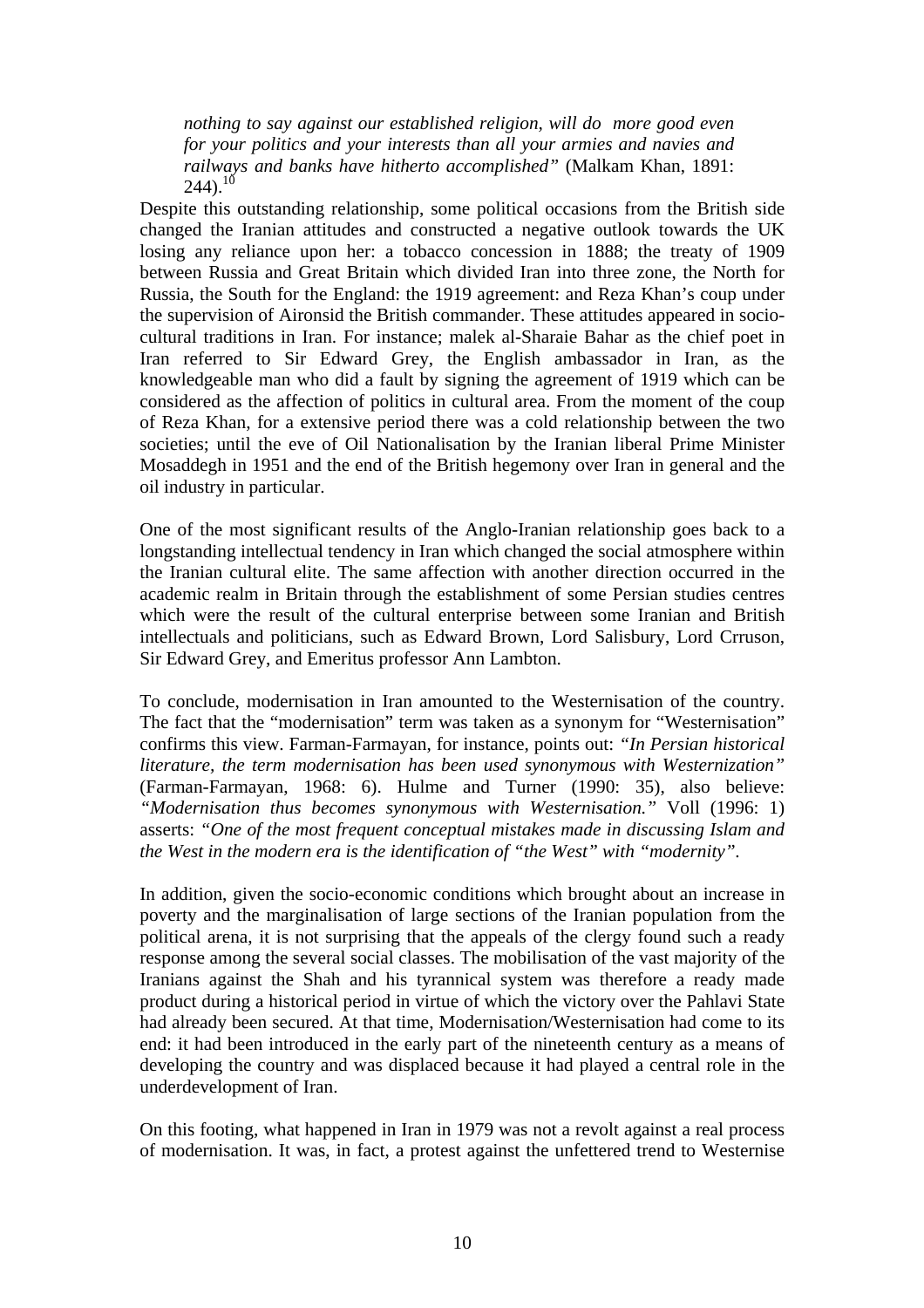> *nothing to say against our established religion, will do more good even for your politics and your interests than all your armies and navies and railways and banks have hitherto accomplished"* (Malkam Khan, 1891: 244).[10]

Despite this outstanding relationship, some political occasions from the British side changed the Iranian attitudes and constructed a negative outlook towards the UK losing any reliance upon her: a tobacco concession in 1888; the treaty of 1909 between Russia and Great Britain which divided Iran into three zone, the North for Russia, the South for the England: the 1919 agreement: and Reza Khan's coup under the supervision of Aironsid the British commander. These attitudes appeared in socio-cultural traditions in Iran. For instance; malek al-Sharaie Bahar as the chief poet in Iran referred to Sir Edward Grey, the English ambassador in Iran, as the knowledgeable man who did a fault by signing the agreement of 1919 which can be considered as the affection of politics in cultural area. From the moment of the coup of Reza Khan, for a extensive period there was a cold relationship between the two societies; until the eve of Oil Nationalisation by the Iranian liberal Prime Minister Mosaddegh in 1951 and the end of the British hegemony over Iran in general and the oil industry in particular.

One of the most significant results of the Anglo-Iranian relationship goes back to a longstanding intellectual tendency in Iran which changed the social atmosphere within the Iranian cultural elite. The same affection with another direction occurred in the academic realm in Britain through the establishment of some Persian studies centres which were the result of the cultural enterprise between some Iranian and British intellectuals and politicians, such as Edward Brown, Lord Salisbury, Lord Crruson, Sir Edward Grey, and Emeritus professor Ann Lambton.

To conclude, modernisation in Iran amounted to the Westernisation of the country. The fact that the "modernisation" term was taken as a synonym for "Westernisation" confirms this view. Farman-Farmayan, for instance, points out: *"In Persian historical literature, the term modernisation has been used synonymous with Westernization"* (Farman-Farmayan, 1968: 6). Hulme and Turner (1990: 35), also believe: *"Modernisation thus becomes synonymous with Westernisation."* Voll (1996: 1) asserts: *"One of the most frequent conceptual mistakes made in discussing Islam and the West in the modern era is the identification of "the West" with "modernity"*.

In addition, given the socio-economic conditions which brought about an increase in poverty and the marginalisation of large sections of the Iranian population from the political arena, it is not surprising that the appeals of the clergy found such a ready response among the several social classes. The mobilisation of the vast majority of the Iranians against the Shah and his tyrannical system was therefore a ready made product during a historical period in virtue of which the victory over the Pahlavi State had already been secured. At that time, Modernisation/Westernisation had come to its end: it had been introduced in the early part of the nineteenth century as a means of developing the country and was displaced because it had played a central role in the underdevelopment of Iran.

On this footing, what happened in Iran in 1979 was not a revolt against a real process of modernisation. It was, in fact, a protest against the unfettered trend to Westernise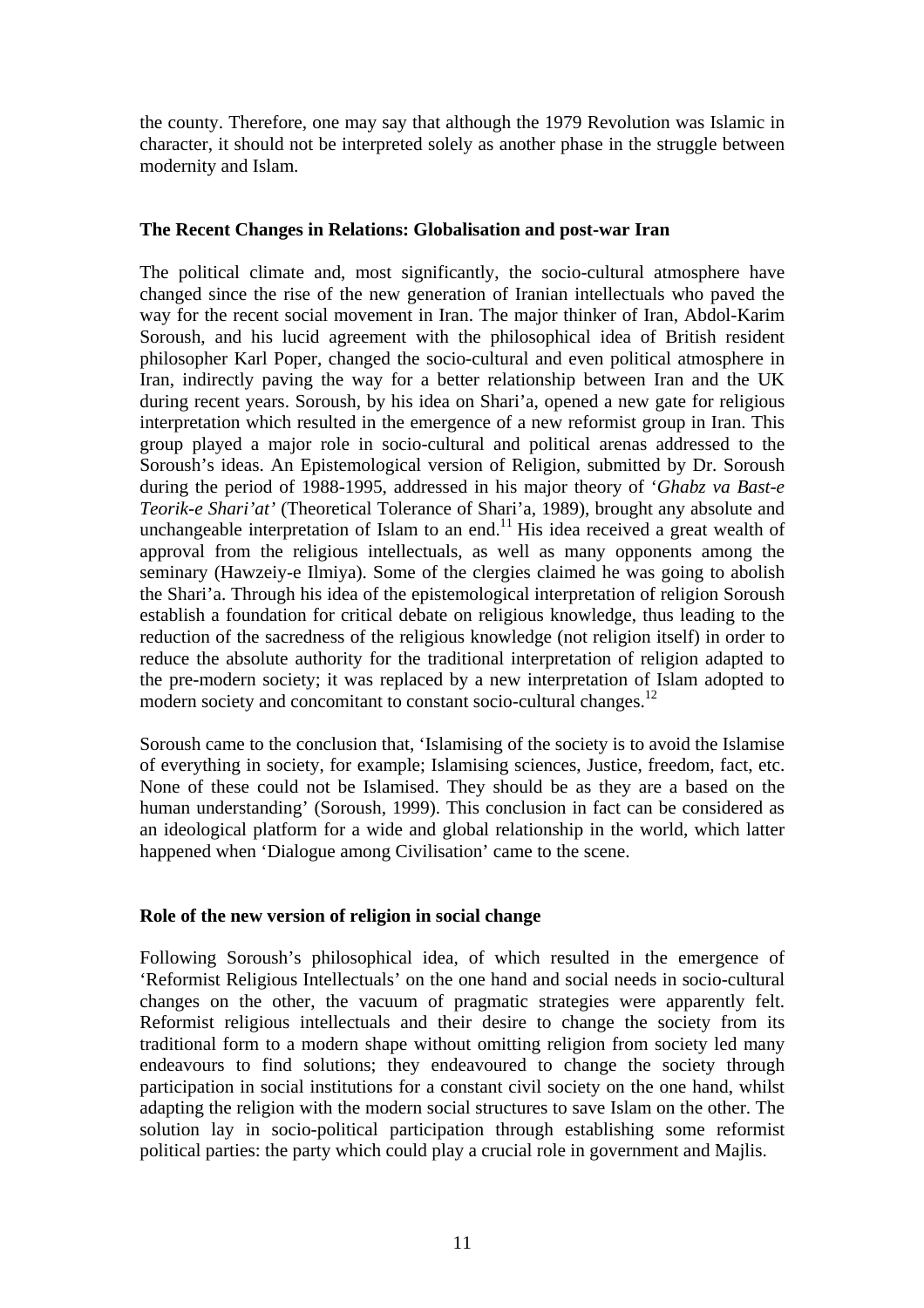the county. Therefore, one may say that although the 1979 Revolution was Islamic in character, it should not be interpreted solely as another phase in the struggle between modernity and Islam.

**The Recent Changes in Relations: Globalisation and post-war Iran**

The political climate and, most significantly, the socio-cultural atmosphere have changed since the rise of the new generation of Iranian intellectuals who paved the way for the recent social movement in Iran. The major thinker of Iran, Abdol-Karim Soroush, and his lucid agreement with the philosophical idea of British resident philosopher Karl Poper, changed the socio-cultural and even political atmosphere in Iran, indirectly paving the way for a better relationship between Iran and the UK during recent years. Soroush, by his idea on Shari'a, opened a new gate for religious interpretation which resulted in the emergence of a new reformist group in Iran. This group played a major role in socio-cultural and political arenas addressed to the Soroush's ideas. An Epistemological version of Religion, submitted by Dr. Soroush during the period of 1988-1995, addressed in his major theory of '*Ghabz va Bast-e Teorik-e Shari'at*' (Theoretical Tolerance of Shari'a, 1989), brought any absolute and unchangeable interpretation of Islam to an end.[11] His idea received a great wealth of approval from the religious intellectuals, as well as many opponents among the seminary (Hawzeiy-e Ilmiya). Some of the clergies claimed he was going to abolish the Shari'a. Through his idea of the epistemological interpretation of religion Soroush establish a foundation for critical debate on religious knowledge, thus leading to the reduction of the sacredness of the religious knowledge (not religion itself) in order to reduce the absolute authority for the traditional interpretation of religion adapted to the pre-modern society; it was replaced by a new interpretation of Islam adopted to modern society and concomitant to constant socio-cultural changes.[12]

Soroush came to the conclusion that, 'Islamising of the society is to avoid the Islamise of everything in society, for example; Islamising sciences, Justice, freedom, fact, etc. None of these could not be Islamised. They should be as they are a based on the human understanding' (Soroush, 1999). This conclusion in fact can be considered as an ideological platform for a wide and global relationship in the world, which latter happened when 'Dialogue among Civilisation' came to the scene.

**Role of the new version of religion in social change**

Following Soroush's philosophical idea, of which resulted in the emergence of 'Reformist Religious Intellectuals' on the one hand and social needs in socio-cultural changes on the other, the vacuum of pragmatic strategies were apparently felt. Reformist religious intellectuals and their desire to change the society from its traditional form to a modern shape without omitting religion from society led many endeavours to find solutions; they endeavoured to change the society through participation in social institutions for a constant civil society on the one hand, whilst adapting the religion with the modern social structures to save Islam on the other. The solution lay in socio-political participation through establishing some reformist political parties: the party which could play a crucial role in government and Majlis.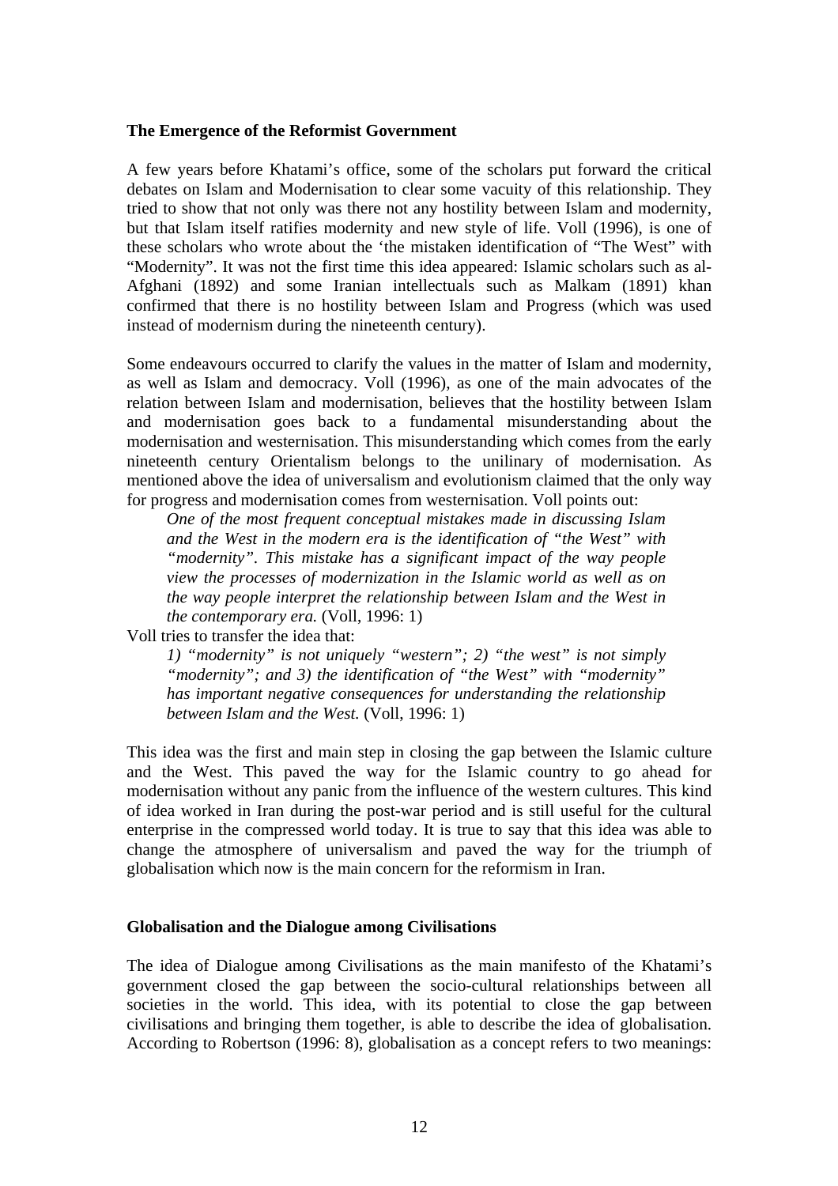## The Emergence of the Reformist Government

A few years before Khatami's office, some of the scholars put forward the critical debates on Islam and Modernisation to clear some vacuity of this relationship. They tried to show that not only was there not any hostility between Islam and modernity, but that Islam itself ratifies modernity and new style of life. Voll (1996), is one of these scholars who wrote about the 'the mistaken identification of "The West" with "Modernity". It was not the first time this idea appeared: Islamic scholars such as al-Afghani (1892) and some Iranian intellectuals such as Malkam (1891) khan confirmed that there is no hostility between Islam and Progress (which was used instead of modernism during the nineteenth century).

Some endeavours occurred to clarify the values in the matter of Islam and modernity, as well as Islam and democracy. Voll (1996), as one of the main advocates of the relation between Islam and modernisation, believes that the hostility between Islam and modernisation goes back to a fundamental misunderstanding about the modernisation and westernisation. This misunderstanding which comes from the early nineteenth century Orientalism belongs to the unilinary of modernisation. As mentioned above the idea of universalism and evolutionism claimed that the only way for progress and modernisation comes from westernisation. Voll points out:

> *One of the most frequent conceptual mistakes made in discussing Islam and the West in the modern era is the identification of "the West" with "modernity". This mistake has a significant impact of the way people view the processes of modernization in the Islamic world as well as on the way people interpret the relationship between Islam and the West in the contemporary era.* (Voll, 1996: 1)

Voll tries to transfer the idea that:

> *1) "modernity" is not uniquely "western"; 2) "the west" is not simply "modernity"; and 3) the identification of "the West" with "modernity" has important negative consequences for understanding the relationship between Islam and the West.* (Voll, 1996: 1)

This idea was the first and main step in closing the gap between the Islamic culture and the West. This paved the way for the Islamic country to go ahead for modernisation without any panic from the influence of the western cultures. This kind of idea worked in Iran during the post-war period and is still useful for the cultural enterprise in the compressed world today. It is true to say that this idea was able to change the atmosphere of universalism and paved the way for the triumph of globalisation which now is the main concern for the reformism in Iran.

## Globalisation and the Dialogue among Civilisations

The idea of Dialogue among Civilisations as the main manifesto of the Khatami's government closed the gap between the socio-cultural relationships between all societies in the world. This idea, with its potential to close the gap between civilisations and bringing them together, is able to describe the idea of globalisation. According to Robertson (1996: 8), globalisation as a concept refers to two meanings: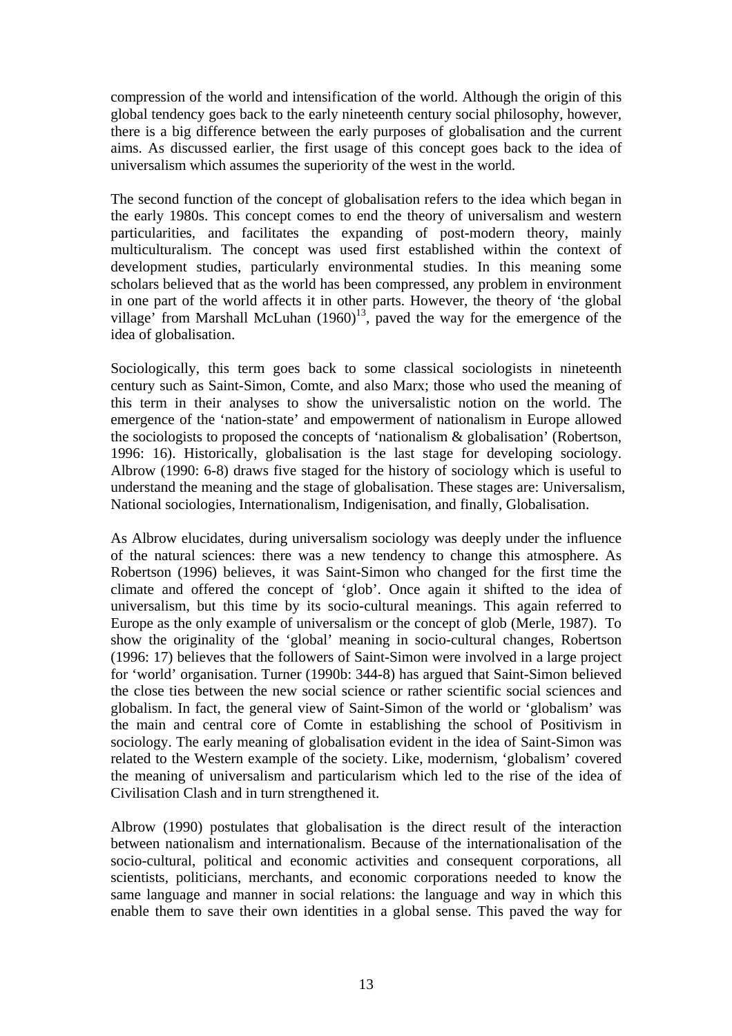compression of the world and intensification of the world. Although the origin of this global tendency goes back to the early nineteenth century social philosophy, however, there is a big difference between the early purposes of globalisation and the current aims. As discussed earlier, the first usage of this concept goes back to the idea of universalism which assumes the superiority of the west in the world.

The second function of the concept of globalisation refers to the idea which began in the early 1980s. This concept comes to end the theory of universalism and western particularities, and facilitates the expanding of post-modern theory, mainly multiculturalism. The concept was used first established within the context of development studies, particularly environmental studies. In this meaning some scholars believed that as the world has been compressed, any problem in environment in one part of the world affects it in other parts. However, the theory of 'the global village' from Marshall McLuhan (1960)[13], paved the way for the emergence of the idea of globalisation.

Sociologically, this term goes back to some classical sociologists in nineteenth century such as Saint-Simon, Comte, and also Marx; those who used the meaning of this term in their analyses to show the universalistic notion on the world. The emergence of the 'nation-state' and empowerment of nationalism in Europe allowed the sociologists to proposed the concepts of 'nationalism & globalisation' (Robertson, 1996: 16). Historically, globalisation is the last stage for developing sociology. Albrow (1990: 6-8) draws five staged for the history of sociology which is useful to understand the meaning and the stage of globalisation. These stages are: Universalism, National sociologies, Internationalism, Indigenisation, and finally, Globalisation.

As Albrow elucidates, during universalism sociology was deeply under the influence of the natural sciences: there was a new tendency to change this atmosphere. As Robertson (1996) believes, it was Saint-Simon who changed for the first time the climate and offered the concept of 'glob'. Once again it shifted to the idea of universalism, but this time by its socio-cultural meanings. This again referred to Europe as the only example of universalism or the concept of glob (Merle, 1987). To show the originality of the 'global' meaning in socio-cultural changes, Robertson (1996: 17) believes that the followers of Saint-Simon were involved in a large project for 'world' organisation. Turner (1990b: 344-8) has argued that Saint-Simon believed the close ties between the new social science or rather scientific social sciences and globalism. In fact, the general view of Saint-Simon of the world or 'globalism' was the main and central core of Comte in establishing the school of Positivism in sociology. The early meaning of globalisation evident in the idea of Saint-Simon was related to the Western example of the society. Like, modernism, 'globalism' covered the meaning of universalism and particularism which led to the rise of the idea of Civilisation Clash and in turn strengthened it.

Albrow (1990) postulates that globalisation is the direct result of the interaction between nationalism and internationalism. Because of the internationalisation of the socio-cultural, political and economic activities and consequent corporations, all scientists, politicians, merchants, and economic corporations needed to know the same language and manner in social relations: the language and way in which this enable them to save their own identities in a global sense. This paved the way for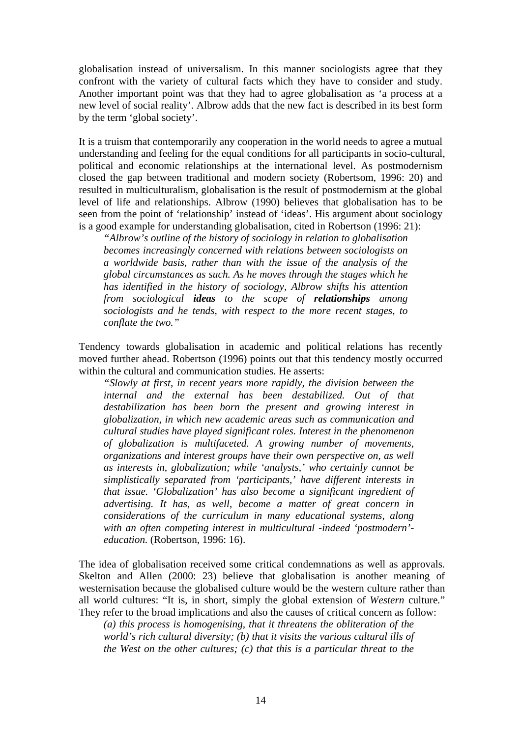globalisation instead of universalism. In this manner sociologists agree that they confront with the variety of cultural facts which they have to consider and study. Another important point was that they had to agree globalisation as 'a process at a new level of social reality'. Albrow adds that the new fact is described in its best form by the term 'global society'.

It is a truism that contemporarily any cooperation in the world needs to agree a mutual understanding and feeling for the equal conditions for all participants in socio-cultural, political and economic relationships at the international level. As postmodernism closed the gap between traditional and modern society (Robertsom, 1996: 20) and resulted in multiculturalism, globalisation is the result of postmodernism at the global level of life and relationships. Albrow (1990) believes that globalisation has to be seen from the point of 'relationship' instead of 'ideas'. His argument about sociology is a good example for understanding globalisation, cited in Robertson (1996: 21):

> *"Albrow's outline of the history of sociology in relation to globalisation becomes increasingly concerned with relations between sociologists on a worldwide basis, rather than with the issue of the analysis of the global circumstances as such. As he moves through the stages which he has identified in the history of sociology, Albrow shifts his attention from sociological* ***ideas*** *to the scope of* ***relationships*** *among sociologists and he tends, with respect to the more recent stages, to conflate the two."*

Tendency towards globalisation in academic and political relations has recently moved further ahead. Robertson (1996) points out that this tendency mostly occurred within the cultural and communication studies. He asserts:

> *"Slowly at first, in recent years more rapidly, the division between the internal and the external has been destabilized. Out of that destabilization has been born the present and growing interest in globalization, in which new academic areas such as communication and cultural studies have played significant roles. Interest in the phenomenon of globalization is multifaceted. A growing number of movements, organizations and interest groups have their own perspective on, as well as interests in, globalization; while 'analysts,' who certainly cannot be simplistically separated from 'participants,' have different interests in that issue. 'Globalization' has also become a significant ingredient of advertising. It has, as well, become a matter of great concern in considerations of the curriculum in many educational systems, along with an often competing interest in multicultural -indeed 'postmodern'- education.* (Robertson, 1996: 16).

The idea of globalisation received some critical condemnations as well as approvals. Skelton and Allen (2000: 23) believe that globalisation is another meaning of westernisation because the globalised culture would be the western culture rather than all world cultures: "It is, in short, simply the global extension of *Western* culture." They refer to the broad implications and also the causes of critical concern as follow:

> *(a) this process is homogenising, that it threatens the obliteration of the world's rich cultural diversity; (b) that it visits the various cultural ills of the West on the other cultures; (c) that this is a particular threat to the*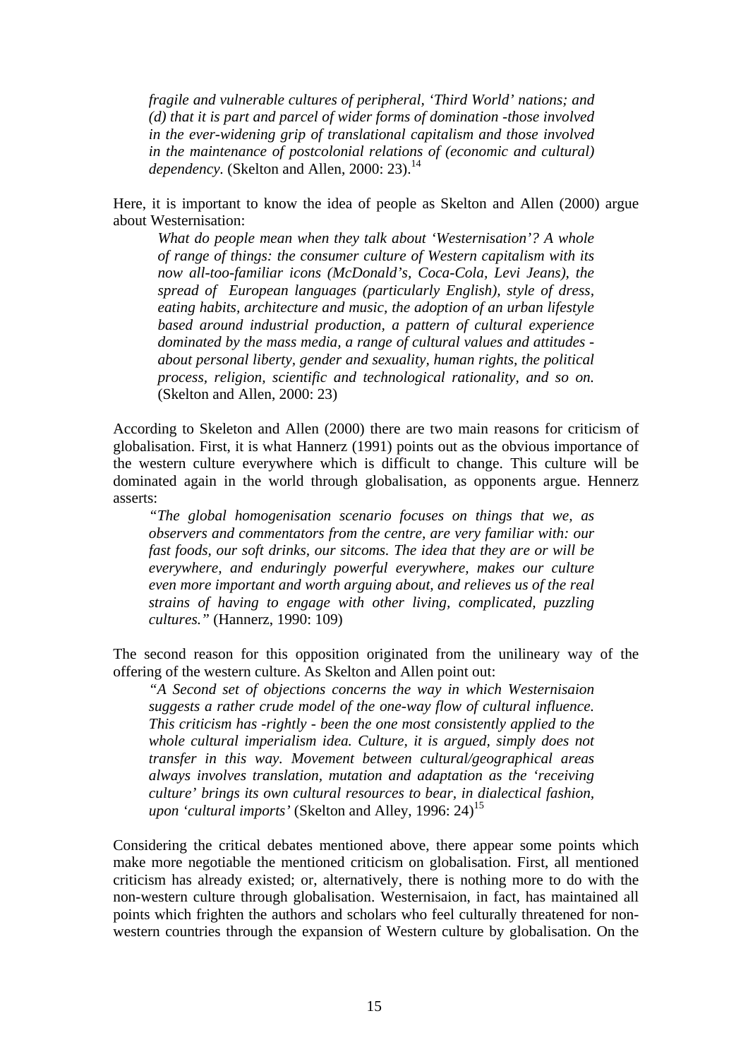> *fragile and vulnerable cultures of peripheral, 'Third World' nations; and (d) that it is part and parcel of wider forms of domination -those involved in the ever-widening grip of translational capitalism and those involved in the maintenance of postcolonial relations of (economic and cultural) dependency.* (Skelton and Allen, 2000: 23).[14]

Here, it is important to know the idea of people as Skelton and Allen (2000) argue about Westernisation:

> *What do people mean when they talk about 'Westernisation'? A whole of range of things: the consumer culture of Western capitalism with its now all-too-familiar icons (McDonald's, Coca-Cola, Levi Jeans), the spread of European languages (particularly English), style of dress, eating habits, architecture and music, the adoption of an urban lifestyle based around industrial production, a pattern of cultural experience dominated by the mass media, a range of cultural values and attitudes - about personal liberty, gender and sexuality, human rights, the political process, religion, scientific and technological rationality, and so on.* (Skelton and Allen, 2000: 23)

According to Skeleton and Allen (2000) there are two main reasons for criticism of globalisation. First, it is what Hannerz (1991) points out as the obvious importance of the western culture everywhere which is difficult to change. This culture will be dominated again in the world through globalisation, as opponents argue. Hennerz asserts:

> *"The global homogenisation scenario focuses on things that we, as observers and commentators from the centre, are very familiar with: our fast foods, our soft drinks, our sitcoms. The idea that they are or will be everywhere, and enduringly powerful everywhere, makes our culture even more important and worth arguing about, and relieves us of the real strains of having to engage with other living, complicated, puzzling cultures."* (Hannerz, 1990: 109)

The second reason for this opposition originated from the unilineary way of the offering of the western culture. As Skelton and Allen point out:

> *"A Second set of objections concerns the way in which Westernisaion suggests a rather crude model of the one-way flow of cultural influence. This criticism has -rightly - been the one most consistently applied to the whole cultural imperialism idea. Culture, it is argued, simply does not transfer in this way. Movement between cultural/geographical areas always involves translation, mutation and adaptation as the 'receiving culture' brings its own cultural resources to bear, in dialectical fashion, upon 'cultural imports'* (Skelton and Alley, 1996: 24)[15]

Considering the critical debates mentioned above, there appear some points which make more negotiable the mentioned criticism on globalisation. First, all mentioned criticism has already existed; or, alternatively, there is nothing more to do with the non-western culture through globalisation. Westernisaion, in fact, has maintained all points which frighten the authors and scholars who feel culturally threatened for non-western countries through the expansion of Western culture by globalisation. On the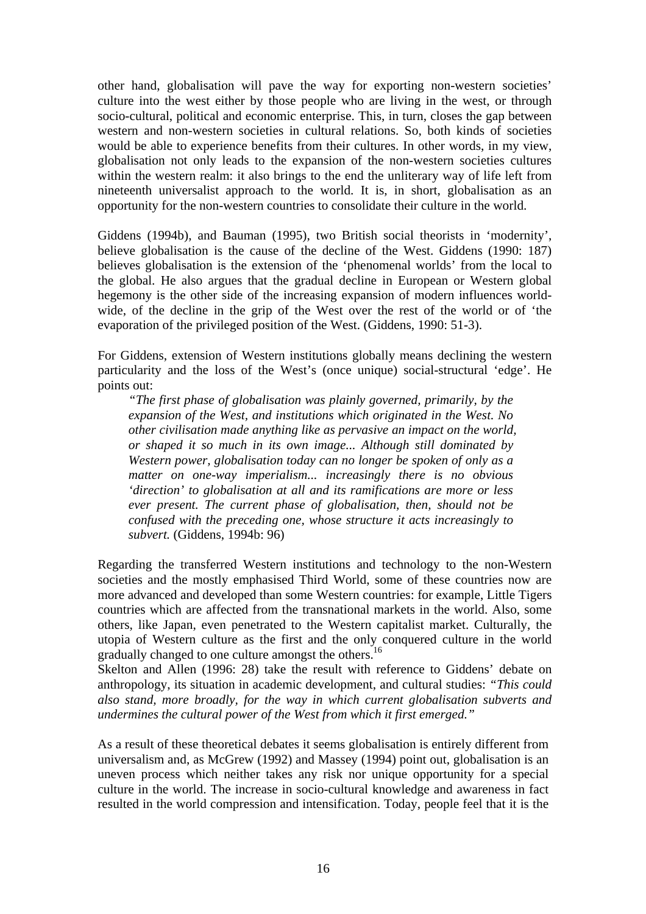other hand, globalisation will pave the way for exporting non-western societies' culture into the west either by those people who are living in the west, or through socio-cultural, political and economic enterprise. This, in turn, closes the gap between western and non-western societies in cultural relations. So, both kinds of societies would be able to experience benefits from their cultures. In other words, in my view, globalisation not only leads to the expansion of the non-western societies cultures within the western realm: it also brings to the end the unliterary way of life left from nineteenth universalist approach to the world. It is, in short, globalisation as an opportunity for the non-western countries to consolidate their culture in the world.

Giddens (1994b), and Bauman (1995), two British social theorists in 'modernity', believe globalisation is the cause of the decline of the West. Giddens (1990: 187) believes globalisation is the extension of the 'phenomenal worlds' from the local to the global. He also argues that the gradual decline in European or Western global hegemony is the other side of the increasing expansion of modern influences world-wide, of the decline in the grip of the West over the rest of the world or of 'the evaporation of the privileged position of the West. (Giddens, 1990: 51-3).

For Giddens, extension of Western institutions globally means declining the western particularity and the loss of the West's (once unique) social-structural 'edge'. He points out:

> *"The first phase of globalisation was plainly governed, primarily, by the expansion of the West, and institutions which originated in the West. No other civilisation made anything like as pervasive an impact on the world, or shaped it so much in its own image... Although still dominated by Western power, globalisation today can no longer be spoken of only as a matter on one-way imperialism... increasingly there is no obvious 'direction' to globalisation at all and its ramifications are more or less ever present. The current phase of globalisation, then, should not be confused with the preceding one, whose structure it acts increasingly to subvert.* (Giddens, 1994b: 96)

Regarding the transferred Western institutions and technology to the non-Western societies and the mostly emphasised Third World, some of these countries now are more advanced and developed than some Western countries: for example, Little Tigers countries which are affected from the transnational markets in the world. Also, some others, like Japan, even penetrated to the Western capitalist market. Culturally, the utopia of Western culture as the first and the only conquered culture in the world gradually changed to one culture amongst the others.[16]

Skelton and Allen (1996: 28) take the result with reference to Giddens' debate on anthropology, its situation in academic development, and cultural studies: *"This could also stand, more broadly, for the way in which current globalisation subverts and undermines the cultural power of the West from which it first emerged."*

As a result of these theoretical debates it seems globalisation is entirely different from universalism and, as McGrew (1992) and Massey (1994) point out, globalisation is an uneven process which neither takes any risk nor unique opportunity for a special culture in the world. The increase in socio-cultural knowledge and awareness in fact resulted in the world compression and intensification. Today, people feel that it is the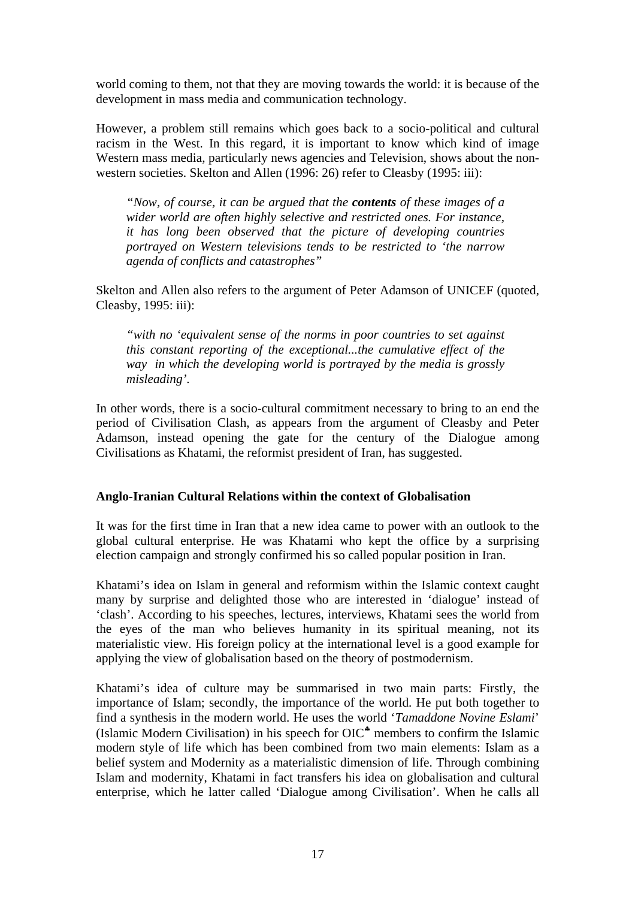world coming to them, not that they are moving towards the world: it is because of the development in mass media and communication technology.

However, a problem still remains which goes back to a socio-political and cultural racism in the West. In this regard, it is important to know which kind of image Western mass media, particularly news agencies and Television, shows about the non-western societies. Skelton and Allen (1996: 26) refer to Cleasby (1995: iii):

> *"Now, of course, it can be argued that the **contents** of these images of a wider world are often highly selective and restricted ones. For instance, it has long been observed that the picture of developing countries portrayed on Western televisions tends to be restricted to 'the narrow agenda of conflicts and catastrophes"*

Skelton and Allen also refers to the argument of Peter Adamson of UNICEF (quoted, Cleasby, 1995: iii):

> *"with no 'equivalent sense of the norms in poor countries to set against this constant reporting of the exceptional...the cumulative effect of the way in which the developing world is portrayed by the media is grossly misleading'.*

In other words, there is a socio-cultural commitment necessary to bring to an end the period of Civilisation Clash, as appears from the argument of Cleasby and Peter Adamson, instead opening the gate for the century of the Dialogue among Civilisations as Khatami, the reformist president of Iran, has suggested.

**Anglo-Iranian Cultural Relations within the context of Globalisation**

It was for the first time in Iran that a new idea came to power with an outlook to the global cultural enterprise. He was Khatami who kept the office by a surprising election campaign and strongly confirmed his so called popular position in Iran.

Khatami's idea on Islam in general and reformism within the Islamic context caught many by surprise and delighted those who are interested in 'dialogue' instead of 'clash'. According to his speeches, lectures, interviews, Khatami sees the world from the eyes of the man who believes humanity in its spiritual meaning, not its materialistic view. His foreign policy at the international level is a good example for applying the view of globalisation based on the theory of postmodernism.

Khatami's idea of culture may be summarised in two main parts: Firstly, the importance of Islam; secondly, the importance of the world. He put both together to find a synthesis in the modern world. He uses the world '*Tamaddone Novine Eslami*' (Islamic Modern Civilisation) in his speech for OIC[♣] members to confirm the Islamic modern style of life which has been combined from two main elements: Islam as a belief system and Modernity as a materialistic dimension of life. Through combining Islam and modernity, Khatami in fact transfers his idea on globalisation and cultural enterprise, which he latter called 'Dialogue among Civilisation'. When he calls all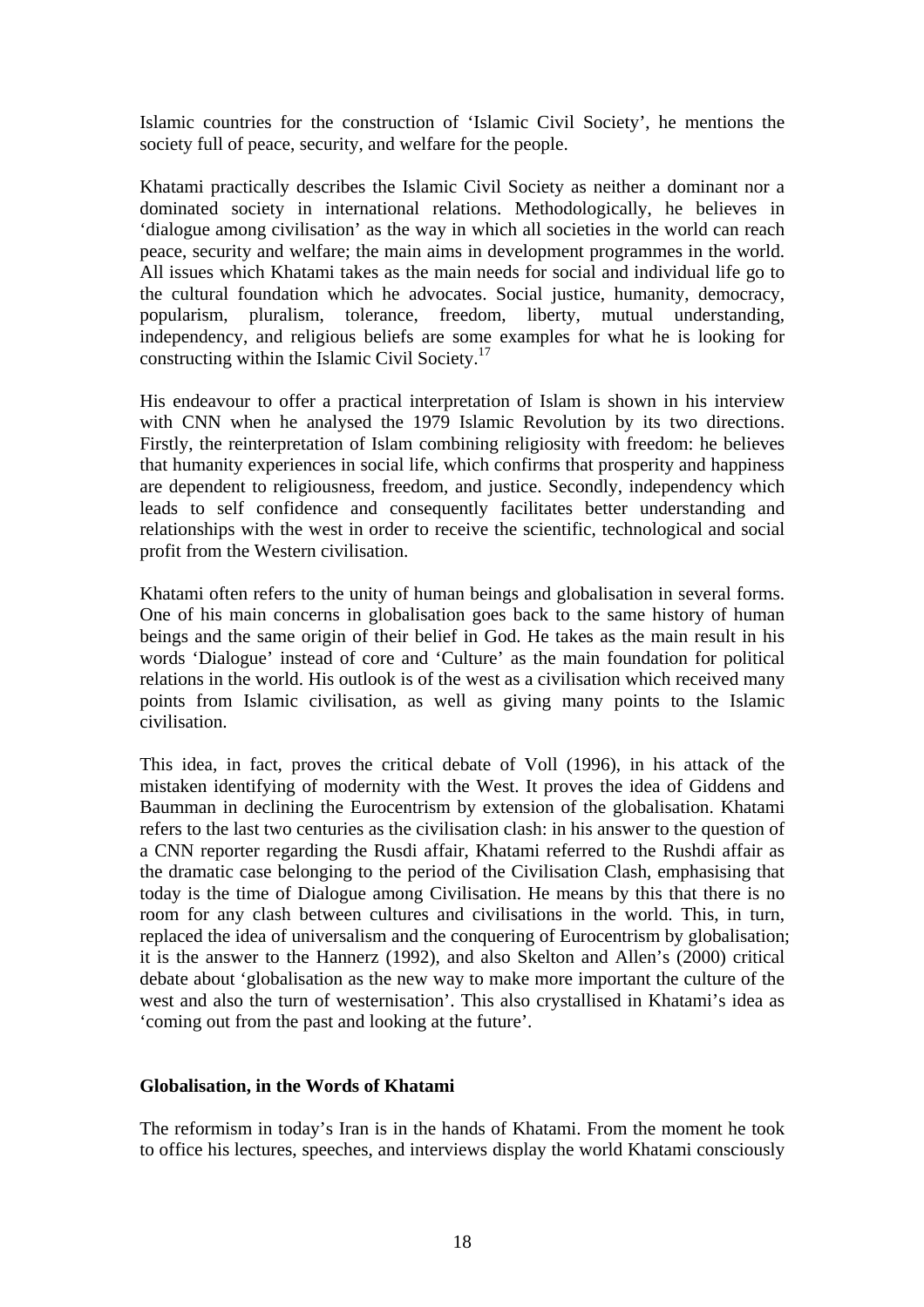Islamic countries for the construction of 'Islamic Civil Society', he mentions the society full of peace, security, and welfare for the people.

Khatami practically describes the Islamic Civil Society as neither a dominant nor a dominated society in international relations. Methodologically, he believes in 'dialogue among civilisation' as the way in which all societies in the world can reach peace, security and welfare; the main aims in development programmes in the world. All issues which Khatami takes as the main needs for social and individual life go to the cultural foundation which he advocates. Social justice, humanity, democracy, popularism, pluralism, tolerance, freedom, liberty, mutual understanding, independency, and religious beliefs are some examples for what he is looking for constructing within the Islamic Civil Society.[17]

His endeavour to offer a practical interpretation of Islam is shown in his interview with CNN when he analysed the 1979 Islamic Revolution by its two directions. Firstly, the reinterpretation of Islam combining religiosity with freedom: he believes that humanity experiences in social life, which confirms that prosperity and happiness are dependent to religiousness, freedom, and justice. Secondly, independency which leads to self confidence and consequently facilitates better understanding and relationships with the west in order to receive the scientific, technological and social profit from the Western civilisation.

Khatami often refers to the unity of human beings and globalisation in several forms. One of his main concerns in globalisation goes back to the same history of human beings and the same origin of their belief in God. He takes as the main result in his words 'Dialogue' instead of core and 'Culture' as the main foundation for political relations in the world. His outlook is of the west as a civilisation which received many points from Islamic civilisation, as well as giving many points to the Islamic civilisation.

This idea, in fact, proves the critical debate of Voll (1996), in his attack of the mistaken identifying of modernity with the West. It proves the idea of Giddens and Baumman in declining the Eurocentrism by extension of the globalisation. Khatami refers to the last two centuries as the civilisation clash: in his answer to the question of a CNN reporter regarding the Rusdi affair, Khatami referred to the Rushdi affair as the dramatic case belonging to the period of the Civilisation Clash, emphasising that today is the time of Dialogue among Civilisation. He means by this that there is no room for any clash between cultures and civilisations in the world. This, in turn, replaced the idea of universalism and the conquering of Eurocentrism by globalisation; it is the answer to the Hannerz (1992), and also Skelton and Allen's (2000) critical debate about 'globalisation as the new way to make more important the culture of the west and also the turn of westernisation'. This also crystallised in Khatami's idea as 'coming out from the past and looking at the future'.

**Globalisation, in the Words of Khatami**

The reformism in today's Iran is in the hands of Khatami. From the moment he took to office his lectures, speeches, and interviews display the world Khatami consciously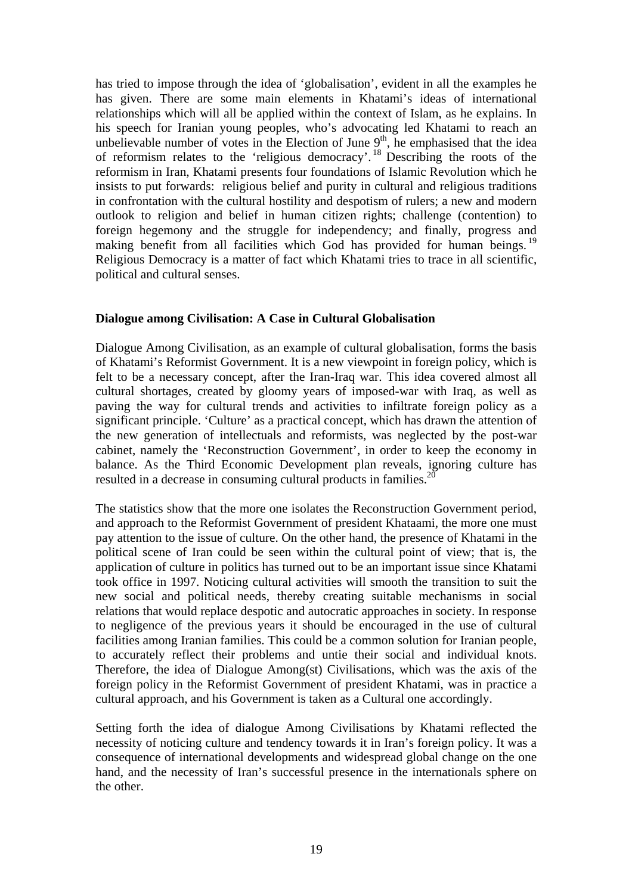has tried to impose through the idea of 'globalisation', evident in all the examples he has given. There are some main elements in Khatami's ideas of international relationships which will all be applied within the context of Islam, as he explains. In his speech for Iranian young peoples, who's advocating led Khatami to reach an unbelievable number of votes in the Election of June 9$^{th}$, he emphasised that the idea of reformism relates to the 'religious democracy'.[18] Describing the roots of the reformism in Iran, Khatami presents four foundations of Islamic Revolution which he insists to put forwards: religious belief and purity in cultural and religious traditions in confrontation with the cultural hostility and despotism of rulers; a new and modern outlook to religion and belief in human citizen rights; challenge (contention) to foreign hegemony and the struggle for independency; and finally, progress and making benefit from all facilities which God has provided for human beings.[19] Religious Democracy is a matter of fact which Khatami tries to trace in all scientific, political and cultural senses.

**Dialogue among Civilisation: A Case in Cultural Globalisation**

Dialogue Among Civilisation, as an example of cultural globalisation, forms the basis of Khatami's Reformist Government. It is a new viewpoint in foreign policy, which is felt to be a necessary concept, after the Iran-Iraq war. This idea covered almost all cultural shortages, created by gloomy years of imposed-war with Iraq, as well as paving the way for cultural trends and activities to infiltrate foreign policy as a significant principle. 'Culture' as a practical concept, which has drawn the attention of the new generation of intellectuals and reformists, was neglected by the post-war cabinet, namely the 'Reconstruction Government', in order to keep the economy in balance. As the Third Economic Development plan reveals, ignoring culture has resulted in a decrease in consuming cultural products in families.[20]

The statistics show that the more one isolates the Reconstruction Government period, and approach to the Reformist Government of president Khataami, the more one must pay attention to the issue of culture. On the other hand, the presence of Khatami in the political scene of Iran could be seen within the cultural point of view; that is, the application of culture in politics has turned out to be an important issue since Khatami took office in 1997. Noticing cultural activities will smooth the transition to suit the new social and political needs, thereby creating suitable mechanisms in social relations that would replace despotic and autocratic approaches in society. In response to negligence of the previous years it should be encouraged in the use of cultural facilities among Iranian families. This could be a common solution for Iranian people, to accurately reflect their problems and untie their social and individual knots. Therefore, the idea of Dialogue Among(st) Civilisations, which was the axis of the foreign policy in the Reformist Government of president Khatami, was in practice a cultural approach, and his Government is taken as a Cultural one accordingly.

Setting forth the idea of dialogue Among Civilisations by Khatami reflected the necessity of noticing culture and tendency towards it in Iran's foreign policy. It was a consequence of international developments and widespread global change on the one hand, and the necessity of Iran's successful presence in the internationals sphere on the other.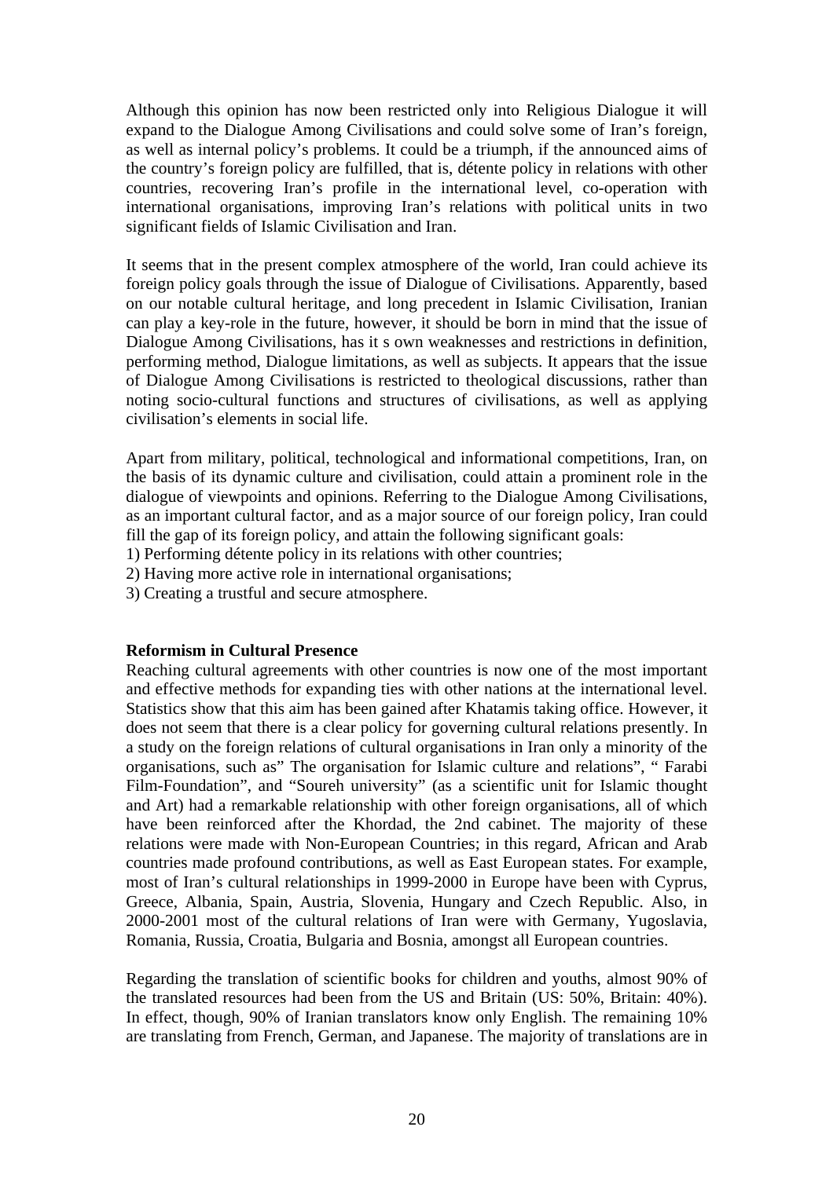Although this opinion has now been restricted only into Religious Dialogue it will expand to the Dialogue Among Civilisations and could solve some of Iran's foreign, as well as internal policy's problems. It could be a triumph, if the announced aims of the country's foreign policy are fulfilled, that is, détente policy in relations with other countries, recovering Iran's profile in the international level, co-operation with international organisations, improving Iran's relations with political units in two significant fields of Islamic Civilisation and Iran.

It seems that in the present complex atmosphere of the world, Iran could achieve its foreign policy goals through the issue of Dialogue of Civilisations. Apparently, based on our notable cultural heritage, and long precedent in Islamic Civilisation, Iranian can play a key-role in the future, however, it should be born in mind that the issue of Dialogue Among Civilisations, has it s own weaknesses and restrictions in definition, performing method, Dialogue limitations, as well as subjects. It appears that the issue of Dialogue Among Civilisations is restricted to theological discussions, rather than noting socio-cultural functions and structures of civilisations, as well as applying civilisation's elements in social life.

Apart from military, political, technological and informational competitions, Iran, on the basis of its dynamic culture and civilisation, could attain a prominent role in the dialogue of viewpoints and opinions. Referring to the Dialogue Among Civilisations, as an important cultural factor, and as a major source of our foreign policy, Iran could fill the gap of its foreign policy, and attain the following significant goals:

1) Performing détente policy in its relations with other countries;
2) Having more active role in international organisations;
3) Creating a trustful and secure atmosphere.

**Reformism in Cultural Presence**

Reaching cultural agreements with other countries is now one of the most important and effective methods for expanding ties with other nations at the international level. Statistics show that this aim has been gained after Khatamis taking office. However, it does not seem that there is a clear policy for governing cultural relations presently. In a study on the foreign relations of cultural organisations in Iran only a minority of the organisations, such as" The organisation for Islamic culture and relations", " Farabi Film-Foundation", and "Soureh university" (as a scientific unit for Islamic thought and Art) had a remarkable relationship with other foreign organisations, all of which have been reinforced after the Khordad, the 2nd cabinet. The majority of these relations were made with Non-European Countries; in this regard, African and Arab countries made profound contributions, as well as East European states. For example, most of Iran's cultural relationships in 1999-2000 in Europe have been with Cyprus, Greece, Albania, Spain, Austria, Slovenia, Hungary and Czech Republic. Also, in 2000-2001 most of the cultural relations of Iran were with Germany, Yugoslavia, Romania, Russia, Croatia, Bulgaria and Bosnia, amongst all European countries.

Regarding the translation of scientific books for children and youths, almost 90% of the translated resources had been from the US and Britain (US: 50%, Britain: 40%). In effect, though, 90% of Iranian translators know only English. The remaining 10% are translating from French, German, and Japanese. The majority of translations are in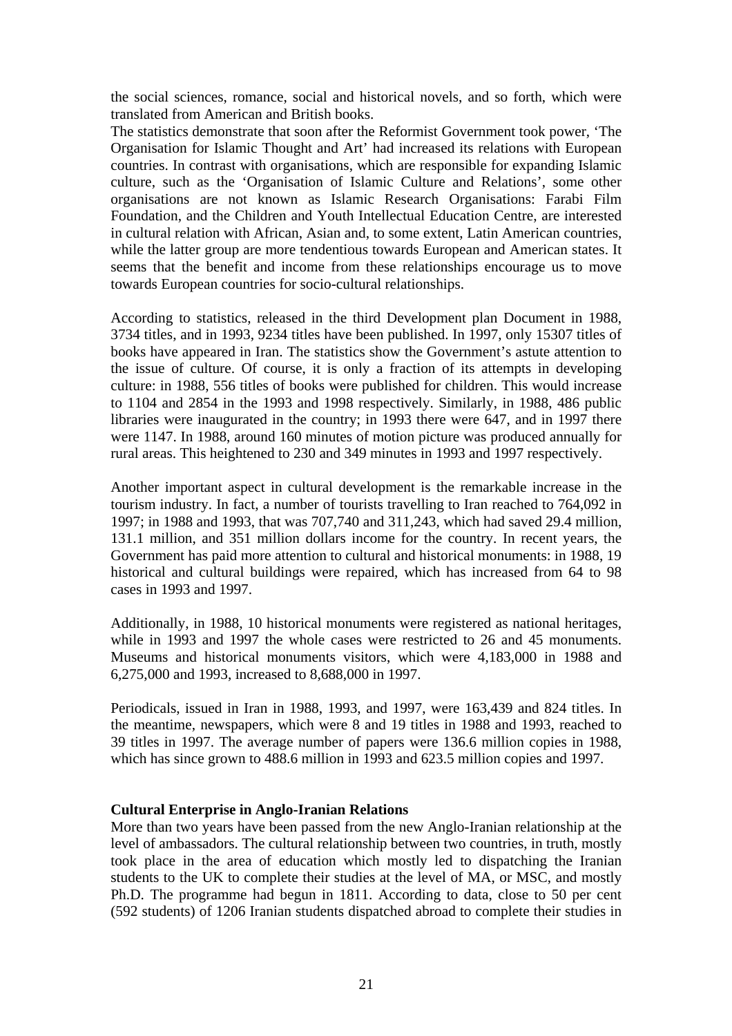the social sciences, romance, social and historical novels, and so forth, which were translated from American and British books.

The statistics demonstrate that soon after the Reformist Government took power, 'The Organisation for Islamic Thought and Art' had increased its relations with European countries. In contrast with organisations, which are responsible for expanding Islamic culture, such as the 'Organisation of Islamic Culture and Relations', some other organisations are not known as Islamic Research Organisations: Farabi Film Foundation, and the Children and Youth Intellectual Education Centre, are interested in cultural relation with African, Asian and, to some extent, Latin American countries, while the latter group are more tendentious towards European and American states. It seems that the benefit and income from these relationships encourage us to move towards European countries for socio-cultural relationships.

According to statistics, released in the third Development plan Document in 1988, 3734 titles, and in 1993, 9234 titles have been published. In 1997, only 15307 titles of books have appeared in Iran. The statistics show the Government's astute attention to the issue of culture. Of course, it is only a fraction of its attempts in developing culture: in 1988, 556 titles of books were published for children. This would increase to 1104 and 2854 in the 1993 and 1998 respectively. Similarly, in 1988, 486 public libraries were inaugurated in the country; in 1993 there were 647, and in 1997 there were 1147. In 1988, around 160 minutes of motion picture was produced annually for rural areas. This heightened to 230 and 349 minutes in 1993 and 1997 respectively.

Another important aspect in cultural development is the remarkable increase in the tourism industry. In fact, a number of tourists travelling to Iran reached to 764,092 in 1997; in 1988 and 1993, that was 707,740 and 311,243, which had saved 29.4 million, 131.1 million, and 351 million dollars income for the country. In recent years, the Government has paid more attention to cultural and historical monuments: in 1988, 19 historical and cultural buildings were repaired, which has increased from 64 to 98 cases in 1993 and 1997.

Additionally, in 1988, 10 historical monuments were registered as national heritages, while in 1993 and 1997 the whole cases were restricted to 26 and 45 monuments. Museums and historical monuments visitors, which were 4,183,000 in 1988 and 6,275,000 and 1993, increased to 8,688,000 in 1997.

Periodicals, issued in Iran in 1988, 1993, and 1997, were 163,439 and 824 titles. In the meantime, newspapers, which were 8 and 19 titles in 1988 and 1993, reached to 39 titles in 1997. The average number of papers were 136.6 million copies in 1988, which has since grown to 488.6 million in 1993 and 623.5 million copies and 1997.

**Cultural Enterprise in Anglo-Iranian Relations**

More than two years have been passed from the new Anglo-Iranian relationship at the level of ambassadors. The cultural relationship between two countries, in truth, mostly took place in the area of education which mostly led to dispatching the Iranian students to the UK to complete their studies at the level of MA, or MSC, and mostly Ph.D. The programme had begun in 1811. According to data, close to 50 per cent (592 students) of 1206 Iranian students dispatched abroad to complete their studies in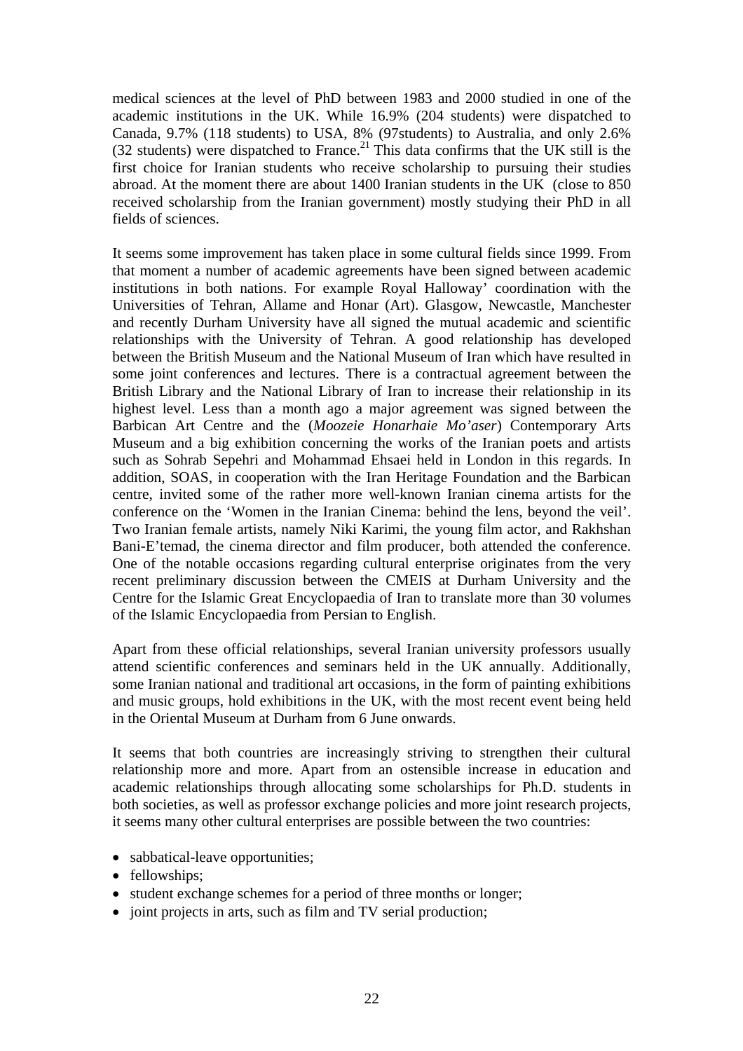medical sciences at the level of PhD between 1983 and 2000 studied in one of the academic institutions in the UK. While 16.9% (204 students) were dispatched to Canada, 9.7% (118 students) to USA, 8% (97students) to Australia, and only 2.6% (32 students) were dispatched to France.[21] This data confirms that the UK still is the first choice for Iranian students who receive scholarship to pursuing their studies abroad. At the moment there are about 1400 Iranian students in the UK (close to 850 received scholarship from the Iranian government) mostly studying their PhD in all fields of sciences.

It seems some improvement has taken place in some cultural fields since 1999. From that moment a number of academic agreements have been signed between academic institutions in both nations. For example Royal Halloway' coordination with the Universities of Tehran, Allame and Honar (Art). Glasgow, Newcastle, Manchester and recently Durham University have all signed the mutual academic and scientific relationships with the University of Tehran. A good relationship has developed between the British Museum and the National Museum of Iran which have resulted in some joint conferences and lectures. There is a contractual agreement between the British Library and the National Library of Iran to increase their relationship in its highest level. Less than a month ago a major agreement was signed between the Barbican Art Centre and the (*Moozeie Honarhaie Mo'aser*) Contemporary Arts Museum and a big exhibition concerning the works of the Iranian poets and artists such as Sohrab Sepehri and Mohammad Ehsaei held in London in this regards. In addition, SOAS, in cooperation with the Iran Heritage Foundation and the Barbican centre, invited some of the rather more well-known Iranian cinema artists for the conference on the 'Women in the Iranian Cinema: behind the lens, beyond the veil'. Two Iranian female artists, namely Niki Karimi, the young film actor, and Rakhshan Bani-E'temad, the cinema director and film producer, both attended the conference. One of the notable occasions regarding cultural enterprise originates from the very recent preliminary discussion between the CMEIS at Durham University and the Centre for the Islamic Great Encyclopaedia of Iran to translate more than 30 volumes of the Islamic Encyclopaedia from Persian to English.

Apart from these official relationships, several Iranian university professors usually attend scientific conferences and seminars held in the UK annually. Additionally, some Iranian national and traditional art occasions, in the form of painting exhibitions and music groups, hold exhibitions in the UK, with the most recent event being held in the Oriental Museum at Durham from 6 June onwards.

It seems that both countries are increasingly striving to strengthen their cultural relationship more and more. Apart from an ostensible increase in education and academic relationships through allocating some scholarships for Ph.D. students in both societies, as well as professor exchange policies and more joint research projects, it seems many other cultural enterprises are possible between the two countries:

- sabbatical-leave opportunities;
- fellowships;
- student exchange schemes for a period of three months or longer;
- joint projects in arts, such as film and TV serial production;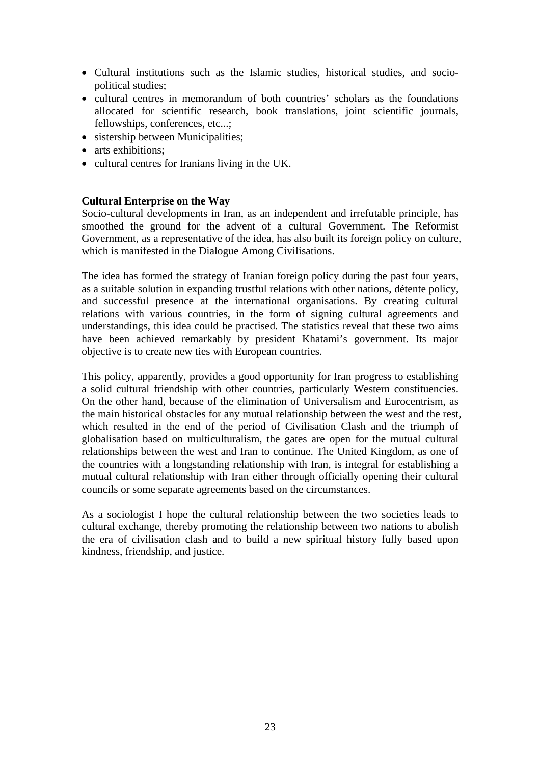- Cultural institutions such as the Islamic studies, historical studies, and socio-political studies;
- cultural centres in memorandum of both countries' scholars as the foundations allocated for scientific research, book translations, joint scientific journals, fellowships, conferences, etc...;
- sistership between Municipalities;
- arts exhibitions;
- cultural centres for Iranians living in the UK.

**Cultural Enterprise on the Way**

Socio-cultural developments in Iran, as an independent and irrefutable principle, has smoothed the ground for the advent of a cultural Government. The Reformist Government, as a representative of the idea, has also built its foreign policy on culture, which is manifested in the Dialogue Among Civilisations.

The idea has formed the strategy of Iranian foreign policy during the past four years, as a suitable solution in expanding trustful relations with other nations, détente policy, and successful presence at the international organisations. By creating cultural relations with various countries, in the form of signing cultural agreements and understandings, this idea could be practised. The statistics reveal that these two aims have been achieved remarkably by president Khatami's government. Its major objective is to create new ties with European countries.

This policy, apparently, provides a good opportunity for Iran progress to establishing a solid cultural friendship with other countries, particularly Western constituencies. On the other hand, because of the elimination of Universalism and Eurocentrism, as the main historical obstacles for any mutual relationship between the west and the rest, which resulted in the end of the period of Civilisation Clash and the triumph of globalisation based on multiculturalism, the gates are open for the mutual cultural relationships between the west and Iran to continue. The United Kingdom, as one of the countries with a longstanding relationship with Iran, is integral for establishing a mutual cultural relationship with Iran either through officially opening their cultural councils or some separate agreements based on the circumstances.

As a sociologist I hope the cultural relationship between the two societies leads to cultural exchange, thereby promoting the relationship between two nations to abolish the era of civilisation clash and to build a new spiritual history fully based upon kindness, friendship, and justice.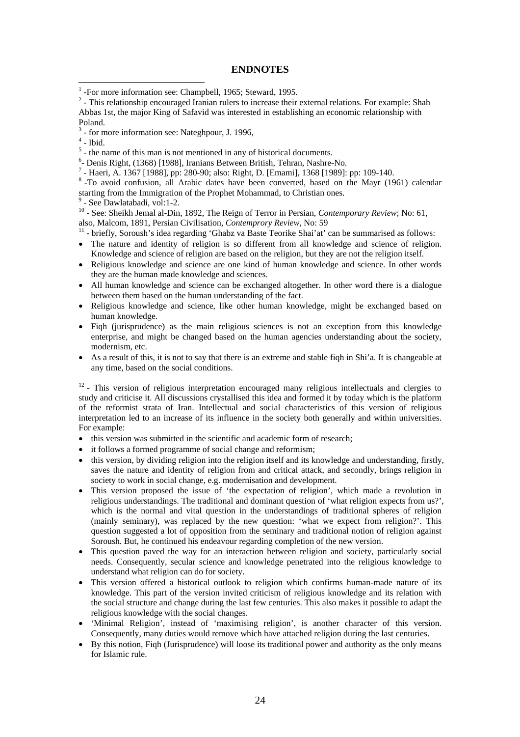## ENDNOTES

[1] -For more information see: Champbell, 1965; Steward, 1995.

[2] - This relationship encouraged Iranian rulers to increase their external relations. For example: Shah Abbas 1st, the major King of Safavid was interested in establishing an economic relationship with Poland.

[3] - for more information see: Nateghpour, J. 1996,

[4] - Ibid.

[5] - the name of this man is not mentioned in any of historical documents.

[6]- Denis Right, (1368) [1988], Iranians Between British, Tehran, Nashre-No.

[7] - Haeri, A. 1367 [1988], pp: 280-90; also: Right, D. [Emami], 1368 [1989]: pp: 109-140.

[8] -To avoid confusion, all Arabic dates have been converted, based on the Mayr (1961) calendar starting from the Immigration of the Prophet Mohammad, to Christian ones.

[9] - See Dawlatabadi, vol:1-2.

[10] - See: Sheikh Jemal al-Din, 1892, The Reign of Terror in Persian, *Contemporary Review*; No: 61, also, Malcom, 1891, Persian Civilisation, *Contemprory Review*, No: 59

[11] - briefly, Soroush's idea regarding 'Ghabz va Baste Teorike Shai'at' can be summarised as follows:

- The nature and identity of religion is so different from all knowledge and science of religion. Knowledge and science of religion are based on the religion, but they are not the religion itself.
- Religious knowledge and science are one kind of human knowledge and science. In other words they are the human made knowledge and sciences.
- All human knowledge and science can be exchanged altogether. In other word there is a dialogue between them based on the human understanding of the fact.
- Religious knowledge and science, like other human knowledge, might be exchanged based on human knowledge.
- Fiqh (jurisprudence) as the main religious sciences is not an exception from this knowledge enterprise, and might be changed based on the human agencies understanding about the society, modernism, etc.
- As a result of this, it is not to say that there is an extreme and stable fiqh in Shi'a. It is changeable at any time, based on the social conditions.

[12] - This version of religious interpretation encouraged many religious intellectuals and clergies to study and criticise it. All discussions crystallised this idea and formed it by today which is the platform of the reformist strata of Iran. Intellectual and social characteristics of this version of religious interpretation led to an increase of its influence in the society both generally and within universities. For example:

- this version was submitted in the scientific and academic form of research;
- it follows a formed programme of social change and reformism;
- this version, by dividing religion into the religion itself and its knowledge and understanding, firstly, saves the nature and identity of religion from and critical attack, and secondly, brings religion in society to work in social change, e.g. modernisation and development.
- This version proposed the issue of 'the expectation of religion', which made a revolution in religious understandings. The traditional and dominant question of 'what religion expects from us?', which is the normal and vital question in the understandings of traditional spheres of religion (mainly seminary), was replaced by the new question: 'what we expect from religion?'. This question suggested a lot of opposition from the seminary and traditional notion of religion against Soroush. But, he continued his endeavour regarding completion of the new version.
- This question paved the way for an interaction between religion and society, particularly social needs. Consequently, secular science and knowledge penetrated into the religious knowledge to understand what religion can do for society.
- This version offered a historical outlook to religion which confirms human-made nature of its knowledge. This part of the version invited criticism of religious knowledge and its relation with the social structure and change during the last few centuries. This also makes it possible to adapt the religious knowledge with the social changes.
- 'Minimal Religion', instead of 'maximising religion', is another character of this version. Consequently, many duties would remove which have attached religion during the last centuries.
- By this notion, Fiqh (Jurisprudence) will loose its traditional power and authority as the only means for Islamic rule.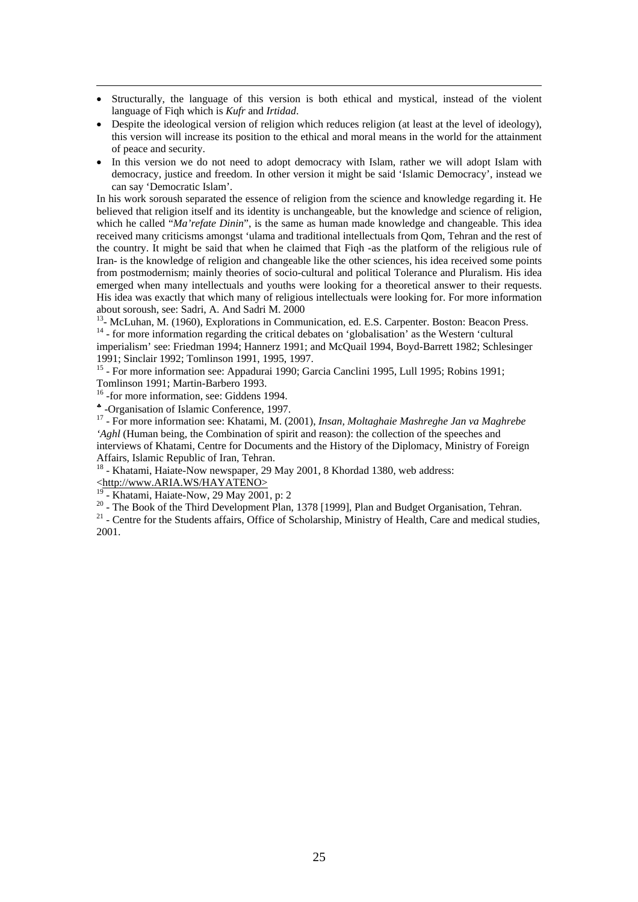- Structurally, the language of this version is both ethical and mystical, instead of the violent language of Fiqh which is *Kufr* and *Irtidad*.
- Despite the ideological version of religion which reduces religion (at least at the level of ideology), this version will increase its position to the ethical and moral means in the world for the attainment of peace and security.
- In this version we do not need to adopt democracy with Islam, rather we will adopt Islam with democracy, justice and freedom. In other version it might be said 'Islamic Democracy', instead we can say 'Democratic Islam'.

In his work soroush separated the essence of religion from the science and knowledge regarding it. He believed that religion itself and its identity is unchangeable, but the knowledge and science of religion, which he called "*Ma'refate Dinin*", is the same as human made knowledge and changeable. This idea received many criticisms amongst 'ulama and traditional intellectuals from Qom, Tehran and the rest of the country. It might be said that when he claimed that Fiqh -as the platform of the religious rule of Iran- is the knowledge of religion and changeable like the other sciences, his idea received some points from postmodernism; mainly theories of socio-cultural and political Tolerance and Pluralism. His idea emerged when many intellectuals and youths were looking for a theoretical answer to their requests. His idea was exactly that which many of religious intellectuals were looking for. For more information about soroush, see: Sadri, A. And Sadri M. 2000

[13]- McLuhan, M. (1960), Explorations in Communication, ed. E.S. Carpenter. Boston: Beacon Press.

[14] - for more information regarding the critical debates on 'globalisation' as the Western 'cultural imperialism' see: Friedman 1994; Hannerz 1991; and McQuail 1994, Boyd-Barrett 1982; Schlesinger 1991; Sinclair 1992; Tomlinson 1991, 1995, 1997.

[15] - For more information see: Appadurai 1990; Garcia Canclini 1995, Lull 1995; Robins 1991; Tomlinson 1991; Martin-Barbero 1993.

[16] -for more information, see: Giddens 1994.

[♣] -Organisation of Islamic Conference, 1997.

[17] - For more information see: Khatami, M. (2001), *Insan, Moltaghaie Mashreghe Jan va Maghrebe 'Aghl* (Human being, the Combination of spirit and reason): the collection of the speeches and interviews of Khatami, Centre for Documents and the History of the Diplomacy, Ministry of Foreign Affairs, Islamic Republic of Iran, Tehran.

[18] - Khatami, Haiate-Now newspaper, 29 May 2001, 8 Khordad 1380, web address: <http://www.ARIA.WS/HAYATENO>

[19] - Khatami, Haiate-Now, 29 May 2001, p: 2

[20] - The Book of the Third Development Plan, 1378 [1999], Plan and Budget Organisation, Tehran.

[21] - Centre for the Students affairs, Office of Scholarship, Ministry of Health, Care and medical studies, 2001.